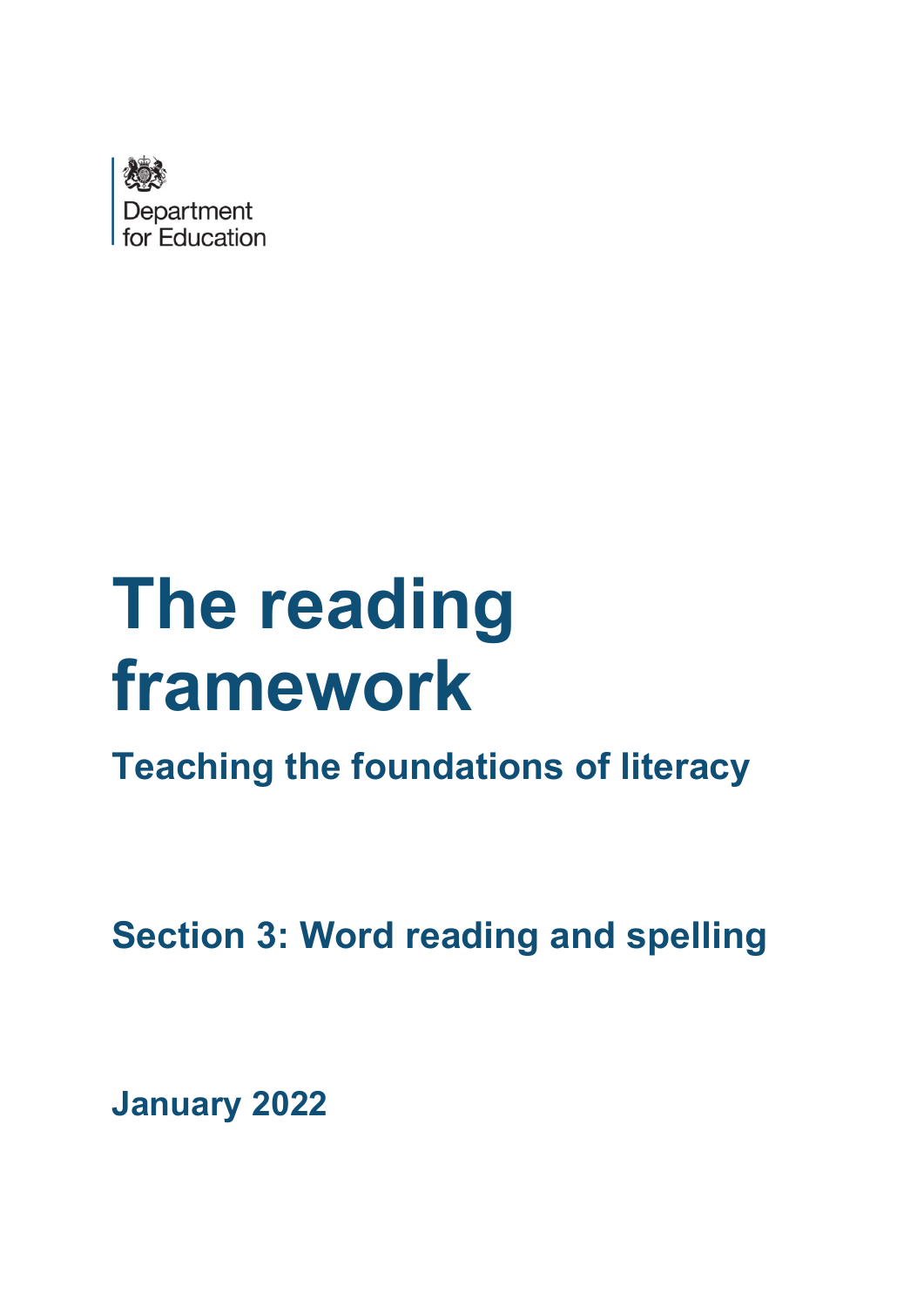Department for Education

# The reading framework

## Teaching the foundations of literacy

## Section 3: Word reading and spelling

**January 2022**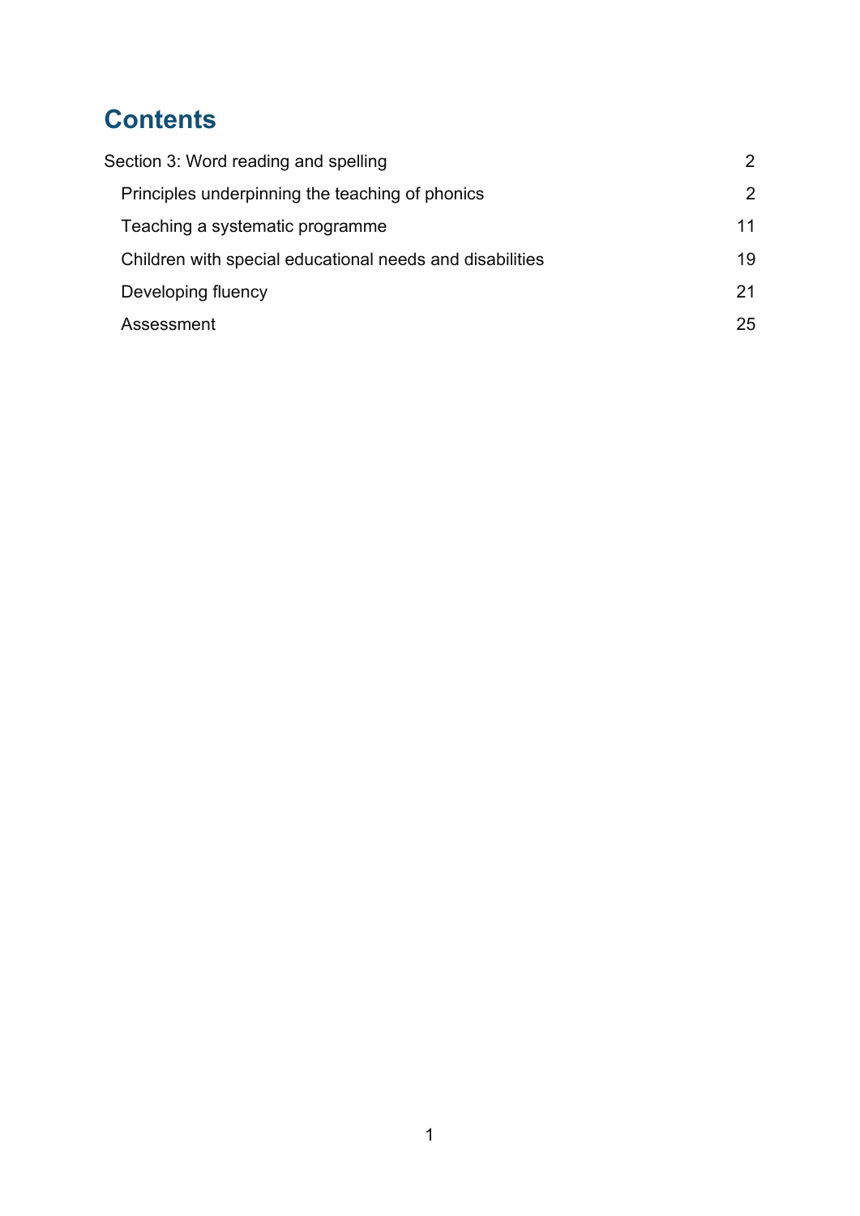# Contents

Section 3: Word reading and spelling 2

- Principles underpinning the teaching of phonics 2
- Teaching a systematic programme 11
- Children with special educational needs and disabilities 19
- Developing fluency 21
- Assessment 25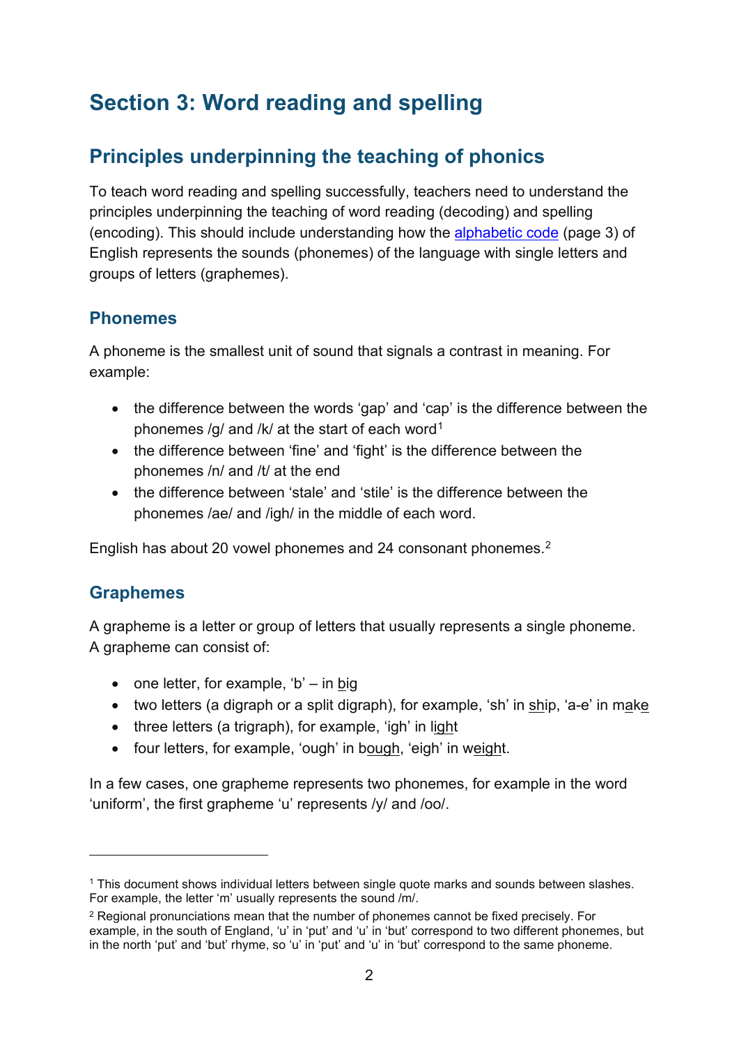# Section 3: Word reading and spelling

## Principles underpinning the teaching of phonics

To teach word reading and spelling successfully, teachers need to understand the principles underpinning the teaching of word reading (decoding) and spelling (encoding). This should include understanding how the [alphabetic code](#) (page 3) of English represents the sounds (phonemes) of the language with single letters and groups of letters (graphemes).

### Phonemes

A phoneme is the smallest unit of sound that signals a contrast in meaning. For example:

- the difference between the words 'gap' and 'cap' is the difference between the phonemes /g/ and /k/ at the start of each word[1]
- the difference between 'fine' and 'fight' is the difference between the phonemes /n/ and /t/ at the end
- the difference between 'stale' and 'stile' is the difference between the phonemes /ae/ and /igh/ in the middle of each word.

English has about 20 vowel phonemes and 24 consonant phonemes.[2]

### Graphemes

A grapheme is a letter or group of letters that usually represents a single phoneme. A grapheme can consist of:

- one letter, for example, 'b' – in <u>b</u>ig
- two letters (a digraph or a split digraph), for example, 'sh' in <u>sh</u>ip, 'a-e' in m<u>a</u>k<u>e</u>
- three letters (a trigraph), for example, 'igh' in l<u>igh</u>t
- four letters, for example, 'ough' in b<u>ough</u>, 'eigh' in w<u>eigh</u>t.

In a few cases, one grapheme represents two phonemes, for example in the word 'uniform', the first grapheme 'u' represents /y/ and /oo/.

---

[1] This document shows individual letters between single quote marks and sounds between slashes. For example, the letter 'm' usually represents the sound /m/.

[2] Regional pronunciations mean that the number of phonemes cannot be fixed precisely. For example, in the south of England, 'u' in 'put' and 'u' in 'but' correspond to two different phonemes, but in the north 'put' and 'but' rhyme, so 'u' in 'put' and 'u' in 'but' correspond to the same phoneme.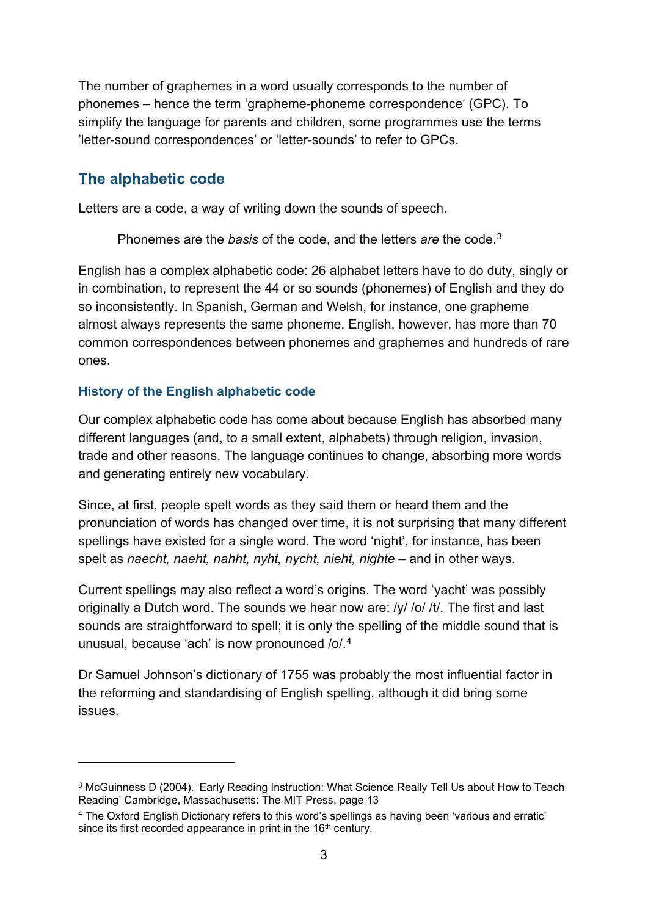The number of graphemes in a word usually corresponds to the number of phonemes – hence the term 'grapheme-phoneme correspondence' (GPC). To simplify the language for parents and children, some programmes use the terms 'letter-sound correspondences' or 'letter-sounds' to refer to GPCs.

## The alphabetic code

Letters are a code, a way of writing down the sounds of speech.

> Phonemes are the *basis* of the code, and the letters *are* the code.[3]

English has a complex alphabetic code: 26 alphabet letters have to do duty, singly or in combination, to represent the 44 or so sounds (phonemes) of English and they do so inconsistently. In Spanish, German and Welsh, for instance, one grapheme almost always represents the same phoneme. English, however, has more than 70 common correspondences between phonemes and graphemes and hundreds of rare ones.

### History of the English alphabetic code

Our complex alphabetic code has come about because English has absorbed many different languages (and, to a small extent, alphabets) through religion, invasion, trade and other reasons. The language continues to change, absorbing more words and generating entirely new vocabulary.

Since, at first, people spelt words as they said them or heard them and the pronunciation of words has changed over time, it is not surprising that many different spellings have existed for a single word. The word 'night', for instance, has been spelt as *naecht, naeht, nahht, nyht, nycht, nieht, nighte* – and in other ways.

Current spellings may also reflect a word's origins. The word 'yacht' was possibly originally a Dutch word. The sounds we hear now are: /y/ /o/ /t/. The first and last sounds are straightforward to spell; it is only the spelling of the middle sound that is unusual, because 'ach' is now pronounced /o/.[4]

Dr Samuel Johnson's dictionary of 1755 was probably the most influential factor in the reforming and standardising of English spelling, although it did bring some issues.

---

[3] McGuinness D (2004). 'Early Reading Instruction: What Science Really Tell Us about How to Teach Reading' Cambridge, Massachusetts: The MIT Press, page 13

[4] The Oxford English Dictionary refers to this word's spellings as having been 'various and erratic' since its first recorded appearance in print in the 16th century.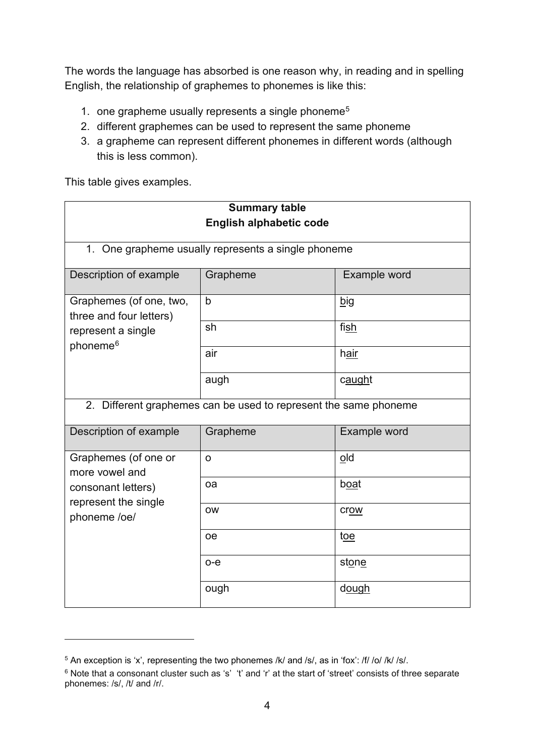The words the language has absorbed is one reason why, in reading and in spelling English, the relationship of graphemes to phonemes is like this:

1. one grapheme usually represents a single phoneme[5]
2. different graphemes can be used to represent the same phoneme
3. a grapheme can represent different phonemes in different words (although this is less common).

This table gives examples.

| **Summary table**<br>**English alphabetic code** | | |
|---|---|---|
| 1. One grapheme usually represents a single phoneme | | |
| Description of example | Grapheme | Example word |
| Graphemes (of one, two, three and four letters) represent a single phoneme[6] | b | <u>b</u>ig |
| | sh | fi<u>sh</u> |
| | air | h<u>air</u> |
| | augh | c<u>augh</u>t |
| 2. Different graphemes can be used to represent the same phoneme | | |
| Description of example | Grapheme | Example word |
| Graphemes (of one or more vowel and consonant letters) represent the single phoneme /oe/ | o | <u>o</u>ld |
| | oa | b<u>oa</u>t |
| | ow | cr<u>ow</u> |
| | oe | t<u>oe</u> |
| | o-e | st<u>o</u>n<u>e</u> |
| | ough | d<u>ough</u> |

[5] An exception is 'x', representing the two phonemes /k/ and /s/, as in 'fox': /f/ /o/ /k/ /s/.

[6] Note that a consonant cluster such as 's' 't' and 'r' at the start of 'street' consists of three separate phonemes: /s/, /t/ and /r/.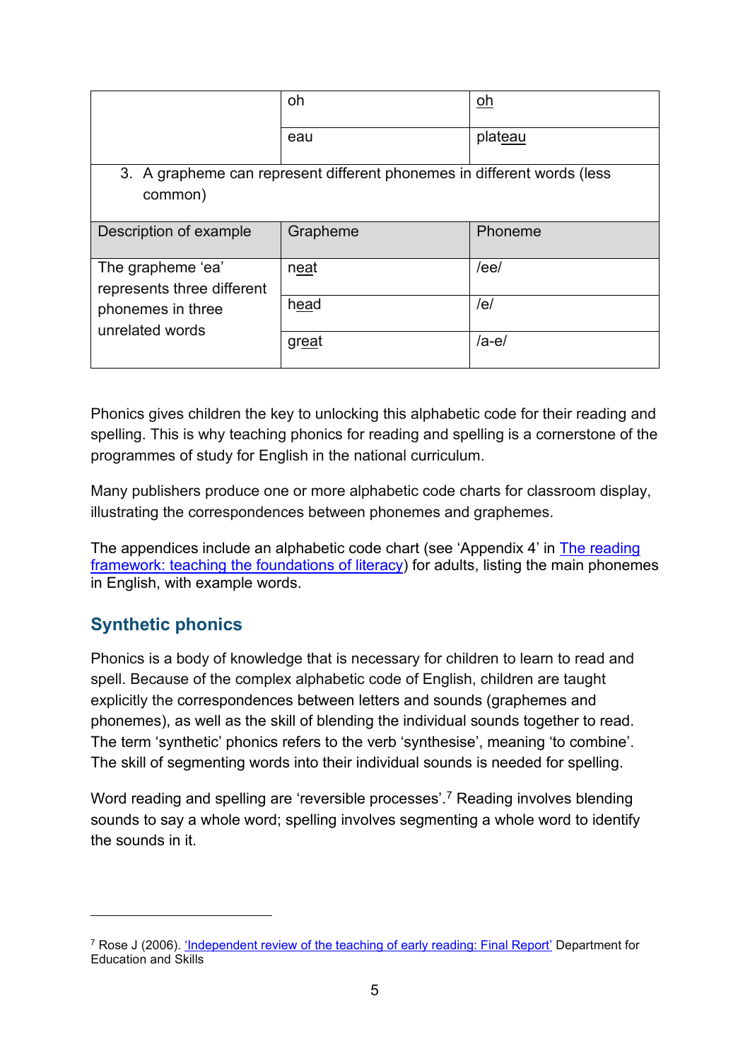| | Grapheme | Phoneme |
|---|---|---|
| | oh | <u>oh</u> |
| | eau | plat<u>eau</u> |

3. A grapheme can represent different phonemes in different words (less common)

| Description of example | Grapheme | Phoneme |
|---|---|---|
| The grapheme 'ea' represents three different phonemes in three unrelated words | n<u>ea</u>t | /ee/ |
| | h<u>ea</u>d | /e/ |
| | gr<u>ea</u>t | /a-e/ |

Phonics gives children the key to unlocking this alphabetic code for their reading and spelling. This is why teaching phonics for reading and spelling is a cornerstone of the programmes of study for English in the national curriculum.

Many publishers produce one or more alphabetic code charts for classroom display, illustrating the correspondences between phonemes and graphemes.

The appendices include an alphabetic code chart (see 'Appendix 4' in [The reading framework: teaching the foundations of literacy]()) for adults, listing the main phonemes in English, with example words.

## Synthetic phonics

Phonics is a body of knowledge that is necessary for children to learn to read and spell. Because of the complex alphabetic code of English, children are taught explicitly the correspondences between letters and sounds (graphemes and phonemes), as well as the skill of blending the individual sounds together to read. The term 'synthetic' phonics refers to the verb 'synthesise', meaning 'to combine'. The skill of segmenting words into their individual sounds is needed for spelling.

Word reading and spelling are 'reversible processes'.[7] Reading involves blending sounds to say a whole word; spelling involves segmenting a whole word to identify the sounds in it.

---

[7] Rose J (2006). ['Independent review of the teaching of early reading: Final Report']() Department for Education and Skills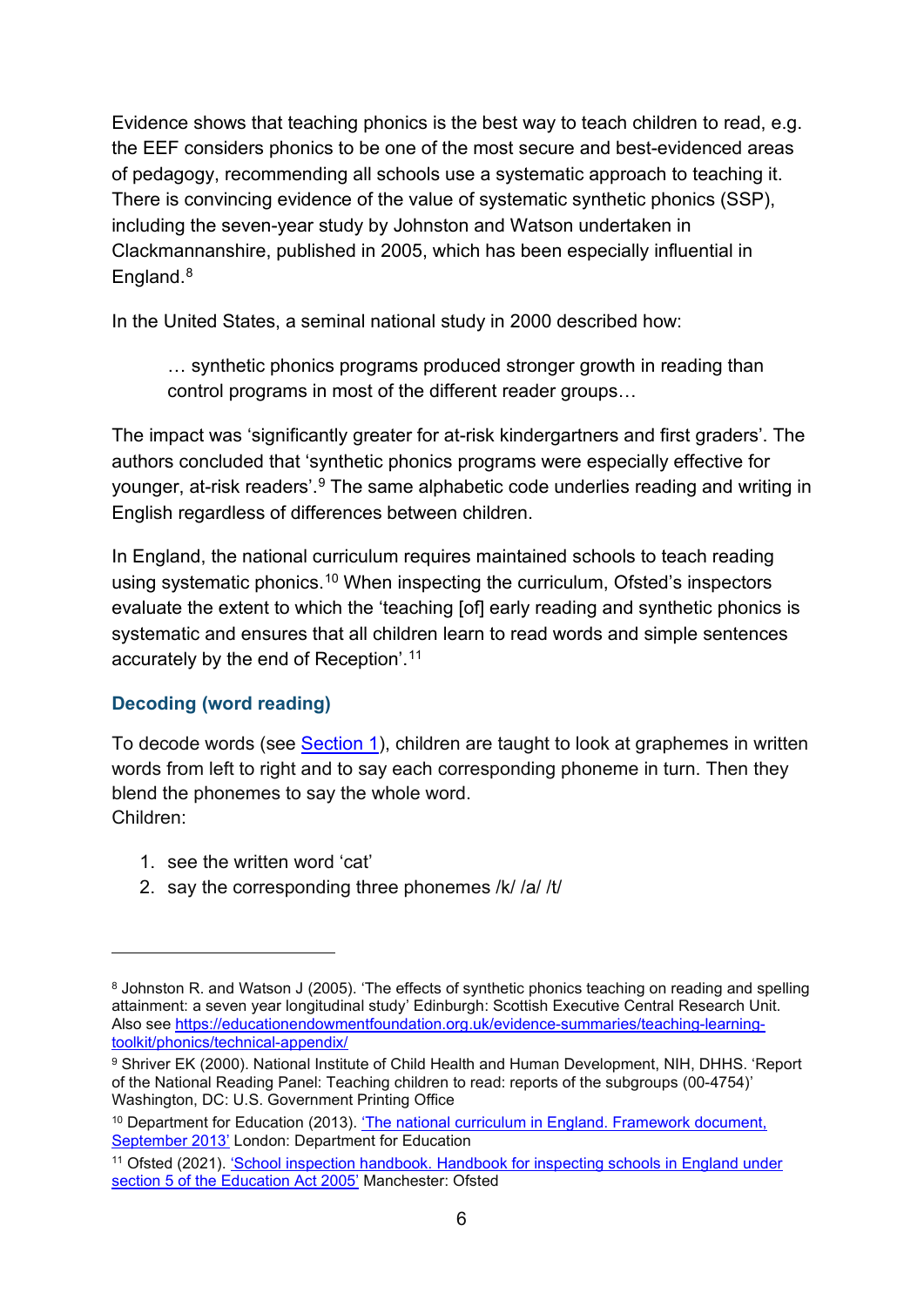Evidence shows that teaching phonics is the best way to teach children to read, e.g. the EEF considers phonics to be one of the most secure and best-evidenced areas of pedagogy, recommending all schools use a systematic approach to teaching it. There is convincing evidence of the value of systematic synthetic phonics (SSP), including the seven-year study by Johnston and Watson undertaken in Clackmannanshire, published in 2005, which has been especially influential in England.[8]

In the United States, a seminal national study in 2000 described how:

> … synthetic phonics programs produced stronger growth in reading than control programs in most of the different reader groups…

The impact was 'significantly greater for at-risk kindergartners and first graders'. The authors concluded that 'synthetic phonics programs were especially effective for younger, at-risk readers'.[9] The same alphabetic code underlies reading and writing in English regardless of differences between children.

In England, the national curriculum requires maintained schools to teach reading using systematic phonics.[10] When inspecting the curriculum, Ofsted's inspectors evaluate the extent to which the 'teaching [of] early reading and synthetic phonics is systematic and ensures that all children learn to read words and simple sentences accurately by the end of Reception'.[11]

### Decoding (word reading)

To decode words (see [Section 1](#)), children are taught to look at graphemes in written words from left to right and to say each corresponding phoneme in turn. Then they blend the phonemes to say the whole word.
Children:

1. see the written word 'cat'
2. say the corresponding three phonemes /k/ /a/ /t/

---

[8] Johnston R. and Watson J (2005). 'The effects of synthetic phonics teaching on reading and spelling attainment: a seven year longitudinal study' Edinburgh: Scottish Executive Central Research Unit. Also see [https://educationendowmentfoundation.org.uk/evidence-summaries/teaching-learning-toolkit/phonics/technical-appendix/](https://educationendowmentfoundation.org.uk/evidence-summaries/teaching-learning-toolkit/phonics/technical-appendix/)

[9] Shriver EK (2000). National Institute of Child Health and Human Development, NIH, DHHS. 'Report of the National Reading Panel: Teaching children to read: reports of the subgroups (00-4754)' Washington, DC: U.S. Government Printing Office

[10] Department for Education (2013). ['The national curriculum in England. Framework document, September 2013'](#) London: Department for Education

[11] Ofsted (2021). ['School inspection handbook. Handbook for inspecting schools in England under section 5 of the Education Act 2005'](#) Manchester: Ofsted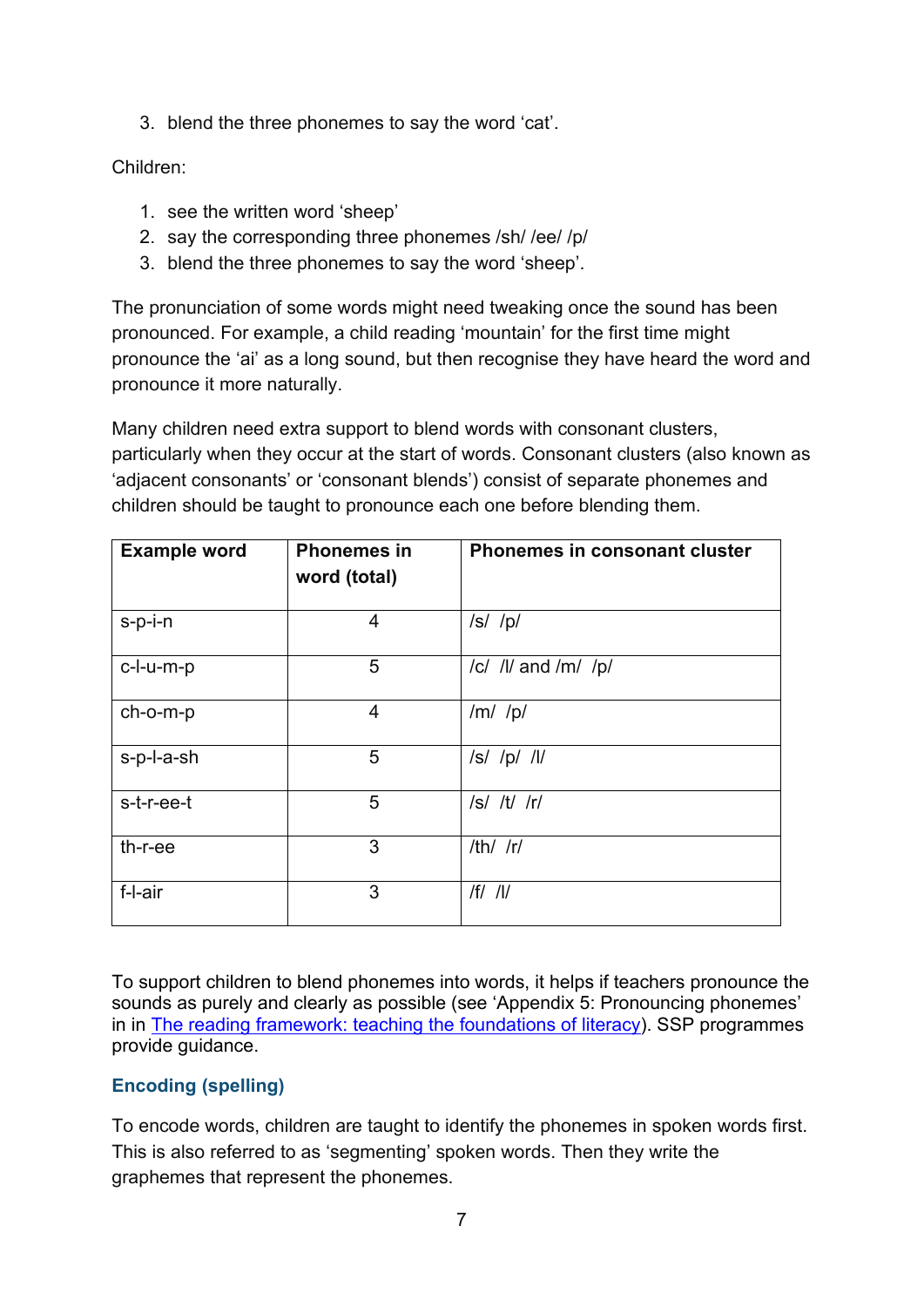3. blend the three phonemes to say the word ‘cat’.

Children:

1. see the written word ‘sheep’
2. say the corresponding three phonemes /sh/ /ee/ /p/
3. blend the three phonemes to say the word ‘sheep’.

The pronunciation of some words might need tweaking once the sound has been pronounced. For example, a child reading ‘mountain’ for the first time might pronounce the ‘ai’ as a long sound, but then recognise they have heard the word and pronounce it more naturally.

Many children need extra support to blend words with consonant clusters, particularly when they occur at the start of words. Consonant clusters (also known as ‘adjacent consonants’ or ‘consonant blends’) consist of separate phonemes and children should be taught to pronounce each one before blending them.

| Example word | Phonemes in word (total) | Phonemes in consonant cluster |
|---|---|---|
| s-p-i-n | 4 | /s/ /p/ |
| c-l-u-m-p | 5 | /c/ /l/ and /m/ /p/ |
| ch-o-m-p | 4 | /m/ /p/ |
| s-p-l-a-sh | 5 | /s/ /p/ /l/ |
| s-t-r-ee-t | 5 | /s/ /t/ /r/ |
| th-r-ee | 3 | /th/ /r/ |
| f-l-air | 3 | /f/ /l/ |

To support children to blend phonemes into words, it helps if teachers pronounce the sounds as purely and clearly as possible (see ‘Appendix 5: Pronouncing phonemes’ in in The reading framework: teaching the foundations of literacy). SSP programmes provide guidance.

### Encoding (spelling)

To encode words, children are taught to identify the phonemes in spoken words first. This is also referred to as ‘segmenting’ spoken words. Then they write the graphemes that represent the phonemes.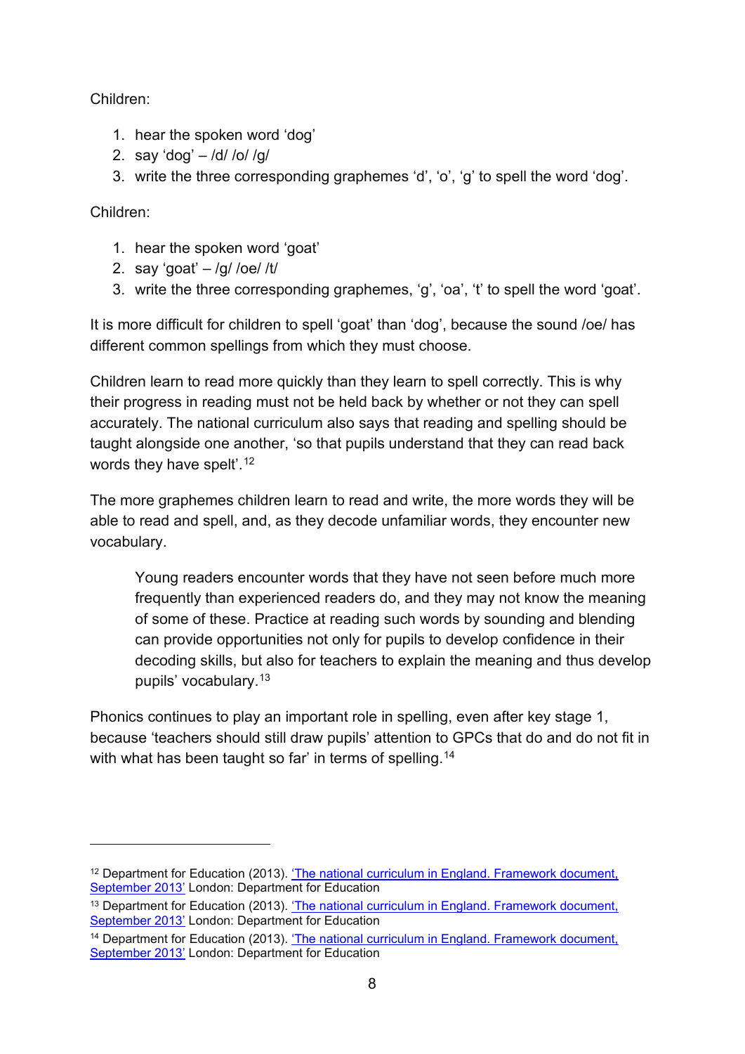Children:

1. hear the spoken word ‘dog’
2. say ‘dog’ – /d/ /o/ /g/
3. write the three corresponding graphemes ‘d’, ‘o’, ‘g’ to spell the word ‘dog’.

Children:

1. hear the spoken word ‘goat’
2. say ‘goat’ – /g/ /oe/ /t/
3. write the three corresponding graphemes, ‘g’, ‘oa’, ‘t’ to spell the word ‘goat’.

It is more difficult for children to spell ‘goat’ than ‘dog’, because the sound /oe/ has different common spellings from which they must choose.

Children learn to read more quickly than they learn to spell correctly. This is why their progress in reading must not be held back by whether or not they can spell accurately. The national curriculum also says that reading and spelling should be taught alongside one another, ‘so that pupils understand that they can read back words they have spelt’.[12]

The more graphemes children learn to read and write, the more words they will be able to read and spell, and, as they decode unfamiliar words, they encounter new vocabulary.

> Young readers encounter words that they have not seen before much more frequently than experienced readers do, and they may not know the meaning of some of these. Practice at reading such words by sounding and blending can provide opportunities not only for pupils to develop confidence in their decoding skills, but also for teachers to explain the meaning and thus develop pupils’ vocabulary.[13]

Phonics continues to play an important role in spelling, even after key stage 1, because ‘teachers should still draw pupils’ attention to GPCs that do and do not fit in with what has been taught so far’ in terms of spelling.[14]

---

[12] Department for Education (2013). ‘The national curriculum in England. Framework document, September 2013’ London: Department for Education

[13] Department for Education (2013). ‘The national curriculum in England. Framework document, September 2013’ London: Department for Education

[14] Department for Education (2013). ‘The national curriculum in England. Framework document, September 2013’ London: Department for Education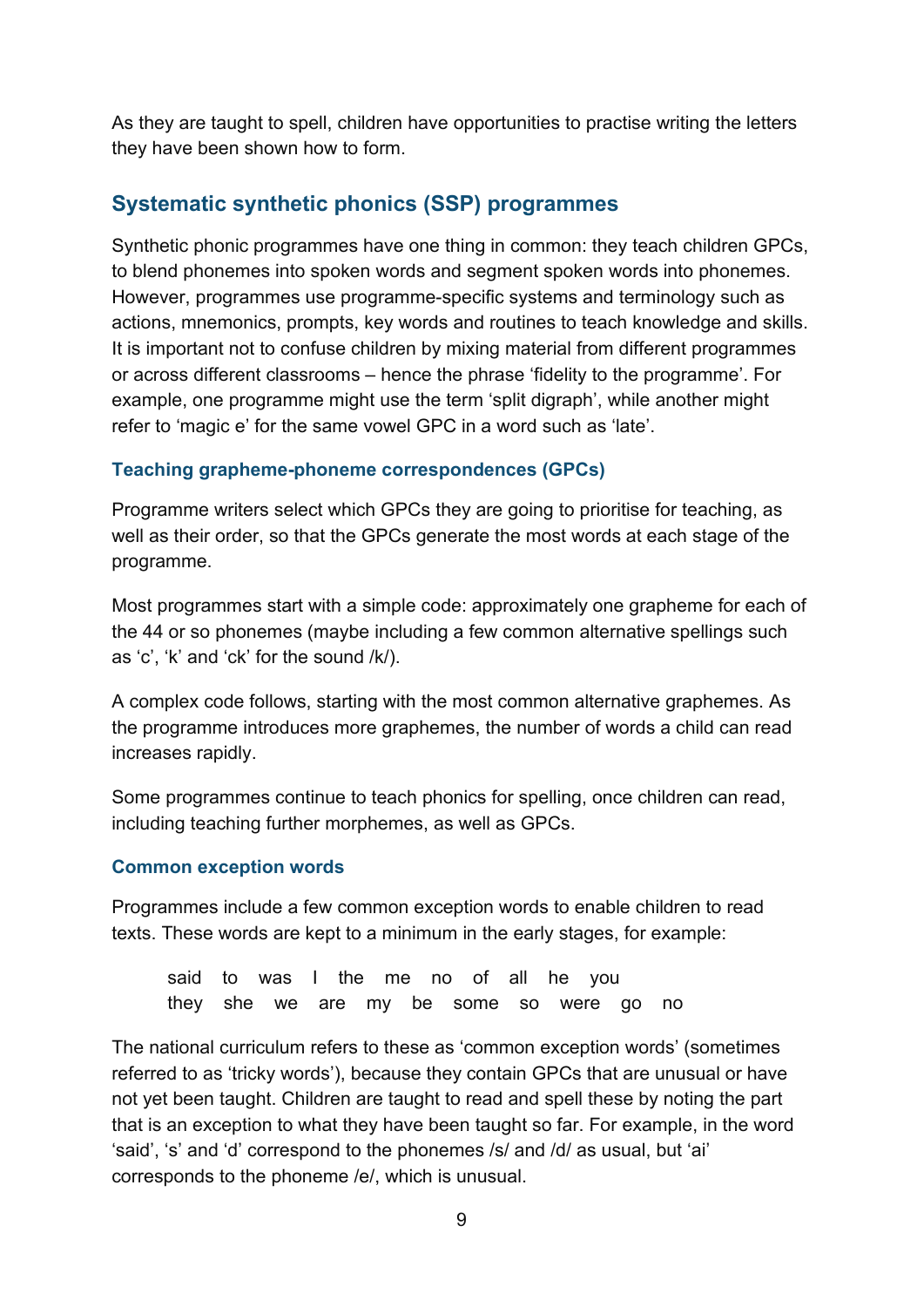As they are taught to spell, children have opportunities to practise writing the letters they have been shown how to form.

## Systematic synthetic phonics (SSP) programmes

Synthetic phonic programmes have one thing in common: they teach children GPCs, to blend phonemes into spoken words and segment spoken words into phonemes. However, programmes use programme-specific systems and terminology such as actions, mnemonics, prompts, key words and routines to teach knowledge and skills. It is important not to confuse children by mixing material from different programmes or across different classrooms – hence the phrase 'fidelity to the programme'. For example, one programme might use the term 'split digraph', while another might refer to 'magic e' for the same vowel GPC in a word such as 'late'.

### Teaching grapheme-phoneme correspondences (GPCs)

Programme writers select which GPCs they are going to prioritise for teaching, as well as their order, so that the GPCs generate the most words at each stage of the programme.

Most programmes start with a simple code: approximately one grapheme for each of the 44 or so phonemes (maybe including a few common alternative spellings such as 'c', 'k' and 'ck' for the sound /k/).

A complex code follows, starting with the most common alternative graphemes. As the programme introduces more graphemes, the number of words a child can read increases rapidly.

Some programmes continue to teach phonics for spelling, once children can read, including teaching further morphemes, as well as GPCs.

### Common exception words

Programmes include a few common exception words to enable children to read texts. These words are kept to a minimum in the early stages, for example:

> said to was I the me no of all he you
> they she we are my be some so were go no

The national curriculum refers to these as 'common exception words' (sometimes referred to as 'tricky words'), because they contain GPCs that are unusual or have not yet been taught. Children are taught to read and spell these by noting the part that is an exception to what they have been taught so far. For example, in the word 'said', 's' and 'd' correspond to the phonemes /s/ and /d/ as usual, but 'ai' corresponds to the phoneme /e/, which is unusual.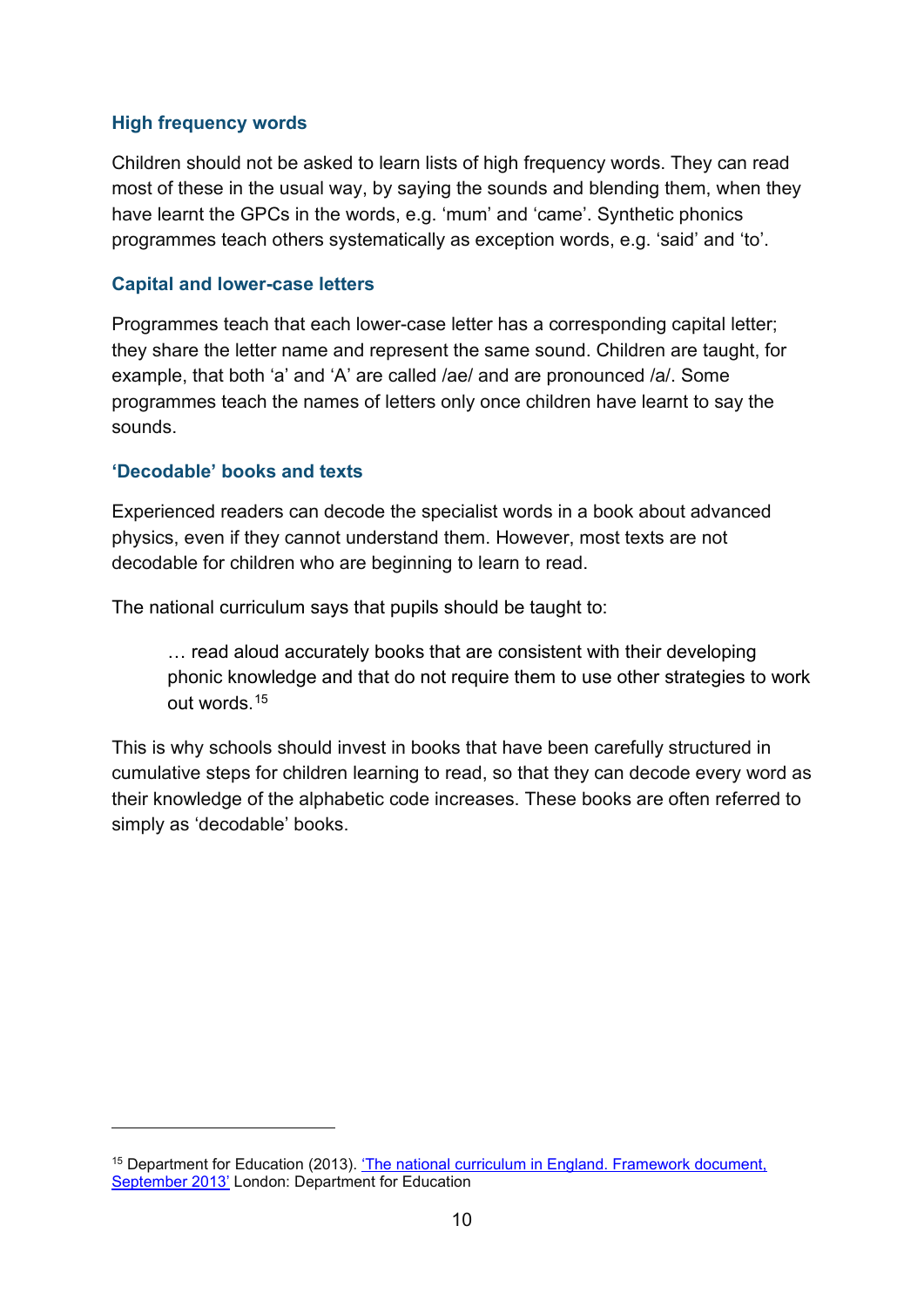### High frequency words

Children should not be asked to learn lists of high frequency words. They can read most of these in the usual way, by saying the sounds and blending them, when they have learnt the GPCs in the words, e.g. 'mum' and 'came'. Synthetic phonics programmes teach others systematically as exception words, e.g. 'said' and 'to'.

### Capital and lower-case letters

Programmes teach that each lower-case letter has a corresponding capital letter; they share the letter name and represent the same sound. Children are taught, for example, that both 'a' and 'A' are called /ae/ and are pronounced /a/. Some programmes teach the names of letters only once children have learnt to say the sounds.

### 'Decodable' books and texts

Experienced readers can decode the specialist words in a book about advanced physics, even if they cannot understand them. However, most texts are not decodable for children who are beginning to learn to read.

The national curriculum says that pupils should be taught to:

> … read aloud accurately books that are consistent with their developing phonic knowledge and that do not require them to use other strategies to work out words.[15]

This is why schools should invest in books that have been carefully structured in cumulative steps for children learning to read, so that they can decode every word as their knowledge of the alphabetic code increases. These books are often referred to simply as 'decodable' books.

---

[15] Department for Education (2013). 'The national curriculum in England. Framework document, September 2013' London: Department for Education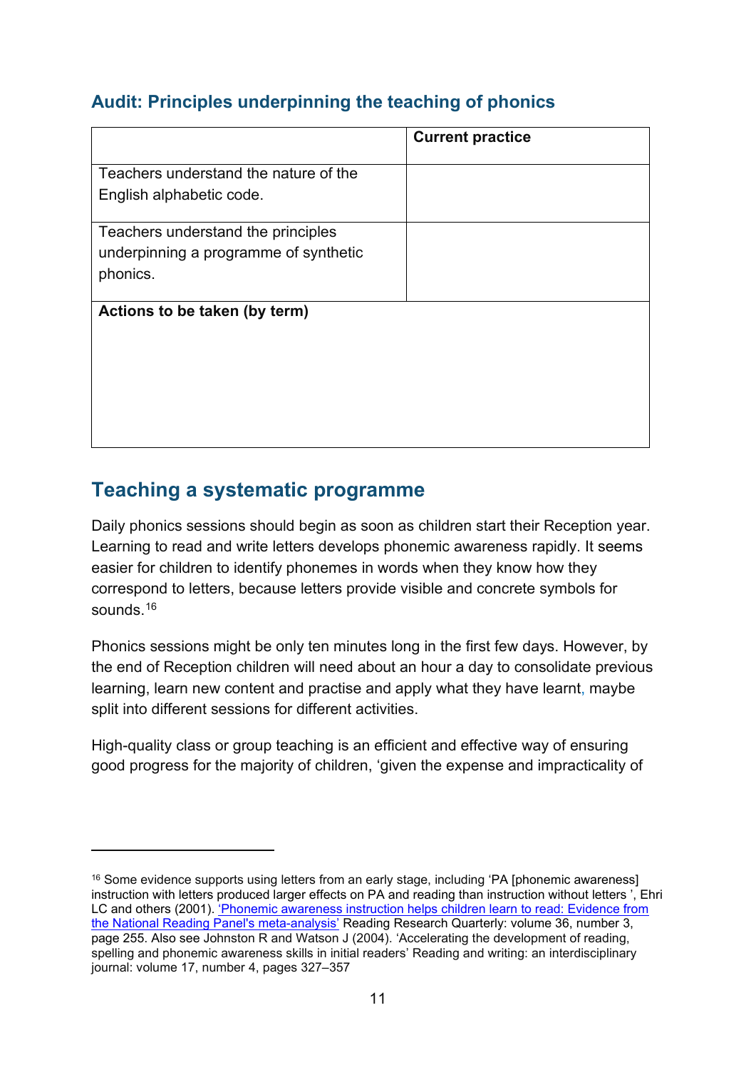### Audit: Principles underpinning the teaching of phonics

| | Current practice |
|---|---|
| Teachers understand the nature of the English alphabetic code. | |
| Teachers understand the principles underpinning a programme of synthetic phonics. | |
| **Actions to be taken (by term)** | |

## Teaching a systematic programme

Daily phonics sessions should begin as soon as children start their Reception year. Learning to read and write letters develops phonemic awareness rapidly. It seems easier for children to identify phonemes in words when they know how they correspond to letters, because letters provide visible and concrete symbols for sounds.[16]

Phonics sessions might be only ten minutes long in the first few days. However, by the end of Reception children will need about an hour a day to consolidate previous learning, learn new content and practise and apply what they have learnt, maybe split into different sessions for different activities.

High-quality class or group teaching is an efficient and effective way of ensuring good progress for the majority of children, 'given the expense and impracticality of

---

[16] Some evidence supports using letters from an early stage, including 'PA [phonemic awareness] instruction with letters produced larger effects on PA and reading than instruction without letters ', Ehri LC and others (2001). ['Phonemic awareness instruction helps children learn to read: Evidence from the National Reading Panel's meta-analysis'] Reading Research Quarterly: volume 36, number 3, page 255. Also see Johnston R and Watson J (2004). 'Accelerating the development of reading, spelling and phonemic awareness skills in initial readers' Reading and writing: an interdisciplinary journal: volume 17, number 4, pages 327–357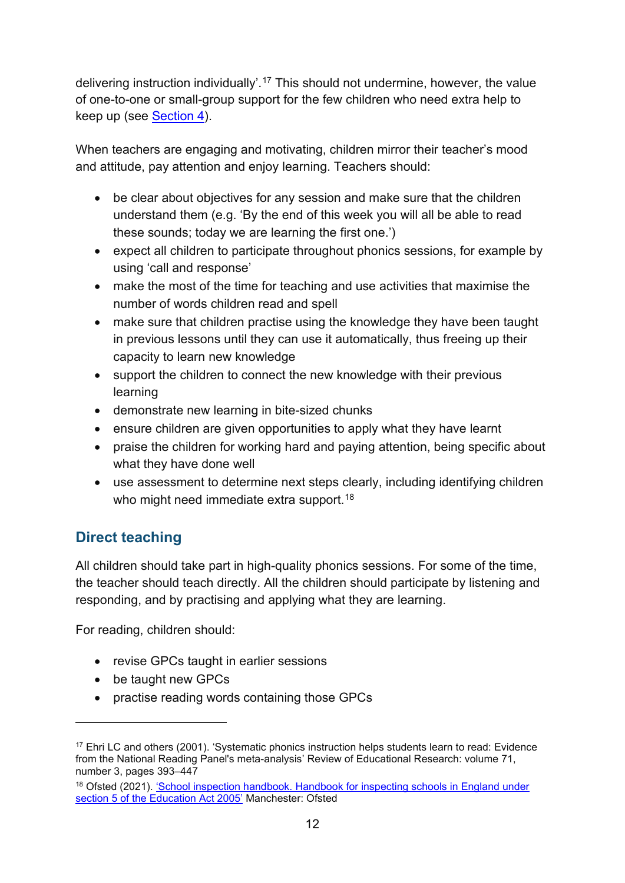delivering instruction individually'.[17] This should not undermine, however, the value of one-to-one or small-group support for the few children who need extra help to keep up (see [Section 4](#)).

When teachers are engaging and motivating, children mirror their teacher's mood and attitude, pay attention and enjoy learning. Teachers should:

- be clear about objectives for any session and make sure that the children understand them (e.g. 'By the end of this week you will all be able to read these sounds; today we are learning the first one.')
- expect all children to participate throughout phonics sessions, for example by using 'call and response'
- make the most of the time for teaching and use activities that maximise the number of words children read and spell
- make sure that children practise using the knowledge they have been taught in previous lessons until they can use it automatically, thus freeing up their capacity to learn new knowledge
- support the children to connect the new knowledge with their previous learning
- demonstrate new learning in bite-sized chunks
- ensure children are given opportunities to apply what they have learnt
- praise the children for working hard and paying attention, being specific about what they have done well
- use assessment to determine next steps clearly, including identifying children who might need immediate extra support.[18]

## Direct teaching

All children should take part in high-quality phonics sessions. For some of the time, the teacher should teach directly. All the children should participate by listening and responding, and by practising and applying what they are learning.

For reading, children should:

- revise GPCs taught in earlier sessions
- be taught new GPCs
- practise reading words containing those GPCs

---

[17] Ehri LC and others (2001). 'Systematic phonics instruction helps students learn to read: Evidence from the National Reading Panel's meta-analysis' Review of Educational Research: volume 71, number 3, pages 393–447

[18] Ofsted (2021). ['School inspection handbook. Handbook for inspecting schools in England under section 5 of the Education Act 2005'](#) Manchester: Ofsted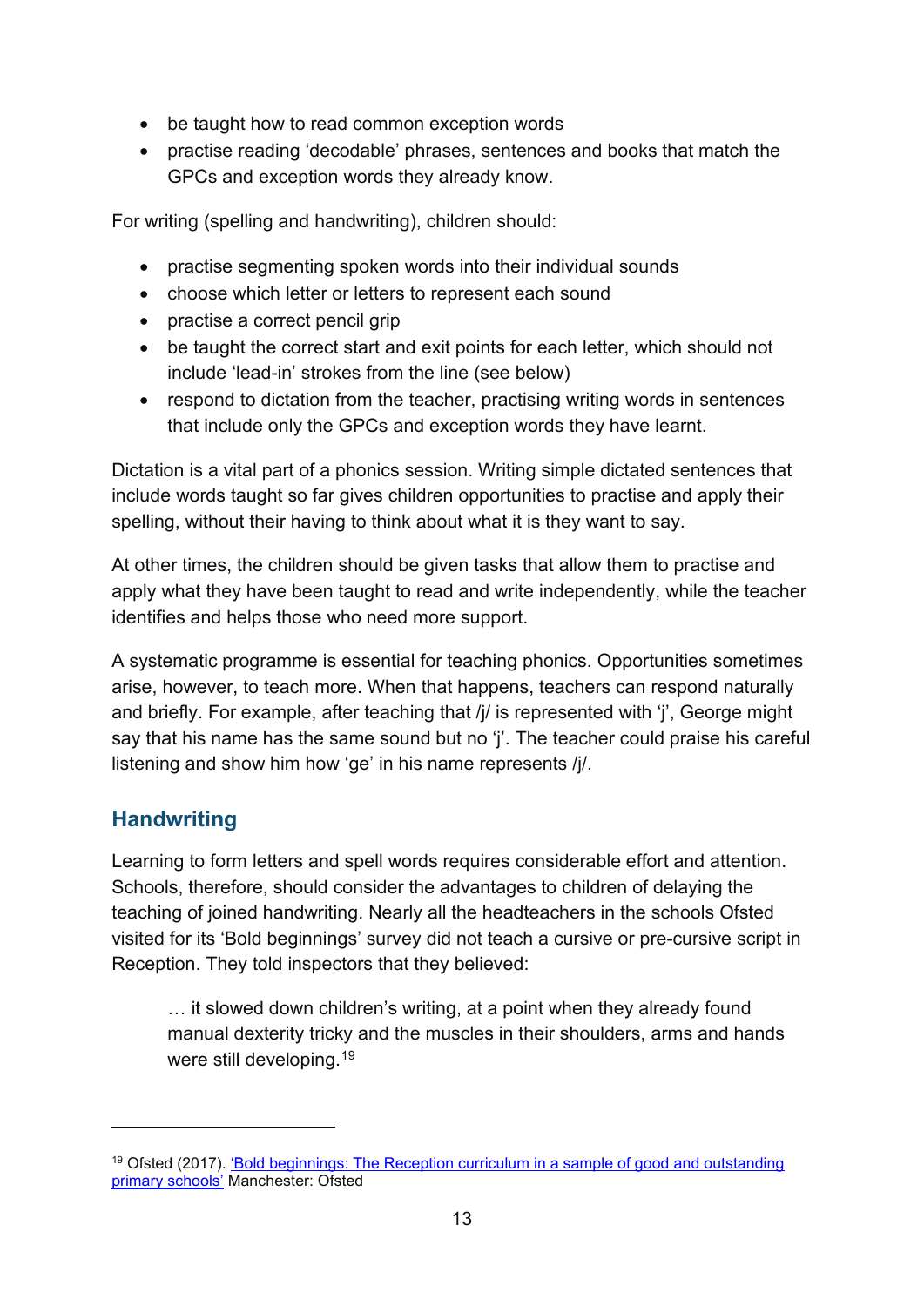- be taught how to read common exception words
- practise reading 'decodable' phrases, sentences and books that match the GPCs and exception words they already know.

For writing (spelling and handwriting), children should:

- practise segmenting spoken words into their individual sounds
- choose which letter or letters to represent each sound
- practise a correct pencil grip
- be taught the correct start and exit points for each letter, which should not include 'lead-in' strokes from the line (see below)
- respond to dictation from the teacher, practising writing words in sentences that include only the GPCs and exception words they have learnt.

Dictation is a vital part of a phonics session. Writing simple dictated sentences that include words taught so far gives children opportunities to practise and apply their spelling, without their having to think about what it is they want to say.

At other times, the children should be given tasks that allow them to practise and apply what they have been taught to read and write independently, while the teacher identifies and helps those who need more support.

A systematic programme is essential for teaching phonics. Opportunities sometimes arise, however, to teach more. When that happens, teachers can respond naturally and briefly. For example, after teaching that /j/ is represented with 'j', George might say that his name has the same sound but no 'j'. The teacher could praise his careful listening and show him how 'ge' in his name represents /j/.

## Handwriting

Learning to form letters and spell words requires considerable effort and attention. Schools, therefore, should consider the advantages to children of delaying the teaching of joined handwriting. Nearly all the headteachers in the schools Ofsted visited for its 'Bold beginnings' survey did not teach a cursive or pre-cursive script in Reception. They told inspectors that they believed:

> … it slowed down children's writing, at a point when they already found manual dexterity tricky and the muscles in their shoulders, arms and hands were still developing.[19]

---

[19] Ofsted (2017). 'Bold beginnings: The Reception curriculum in a sample of good and outstanding primary schools' Manchester: Ofsted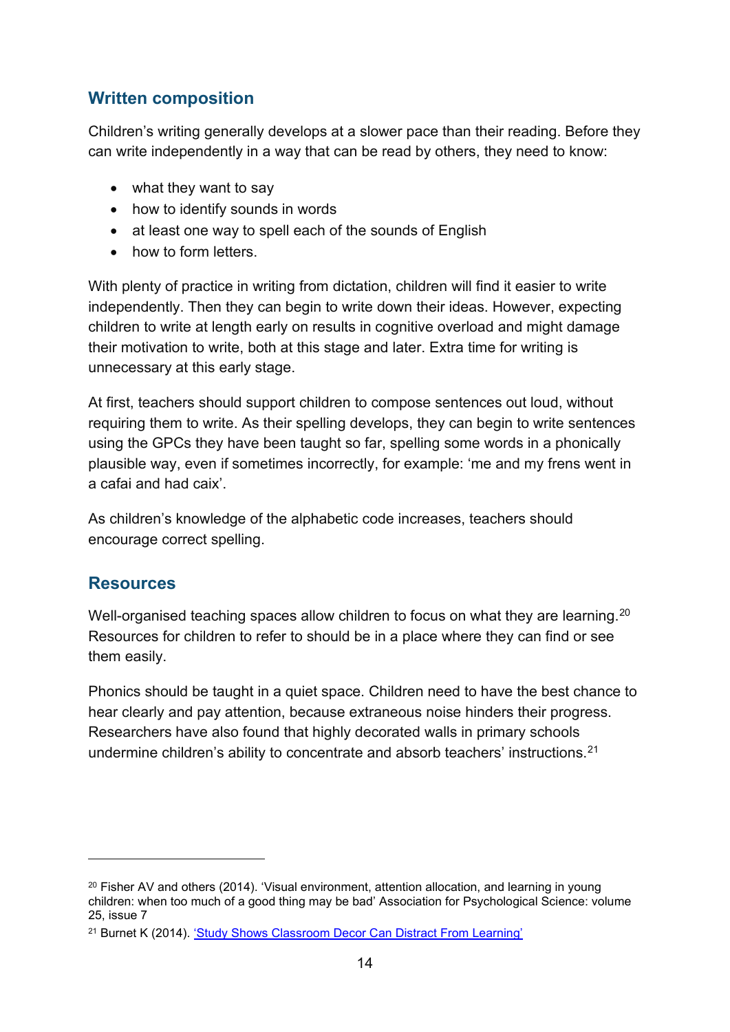## Written composition

Children's writing generally develops at a slower pace than their reading. Before they can write independently in a way that can be read by others, they need to know:

- what they want to say
- how to identify sounds in words
- at least one way to spell each of the sounds of English
- how to form letters.

With plenty of practice in writing from dictation, children will find it easier to write independently. Then they can begin to write down their ideas. However, expecting children to write at length early on results in cognitive overload and might damage their motivation to write, both at this stage and later. Extra time for writing is unnecessary at this early stage.

At first, teachers should support children to compose sentences out loud, without requiring them to write. As their spelling develops, they can begin to write sentences using the GPCs they have been taught so far, spelling some words in a phonically plausible way, even if sometimes incorrectly, for example: 'me and my frens went in a cafai and had caix'.

As children's knowledge of the alphabetic code increases, teachers should encourage correct spelling.

## Resources

Well-organised teaching spaces allow children to focus on what they are learning.[20] Resources for children to refer to should be in a place where they can find or see them easily.

Phonics should be taught in a quiet space. Children need to have the best chance to hear clearly and pay attention, because extraneous noise hinders their progress. Researchers have also found that highly decorated walls in primary schools undermine children's ability to concentrate and absorb teachers' instructions.[21]

---

[20] Fisher AV and others (2014). 'Visual environment, attention allocation, and learning in young children: when too much of a good thing may be bad' Association for Psychological Science: volume 25, issue 7

[21] Burnet K (2014). ['Study Shows Classroom Decor Can Distract From Learning']()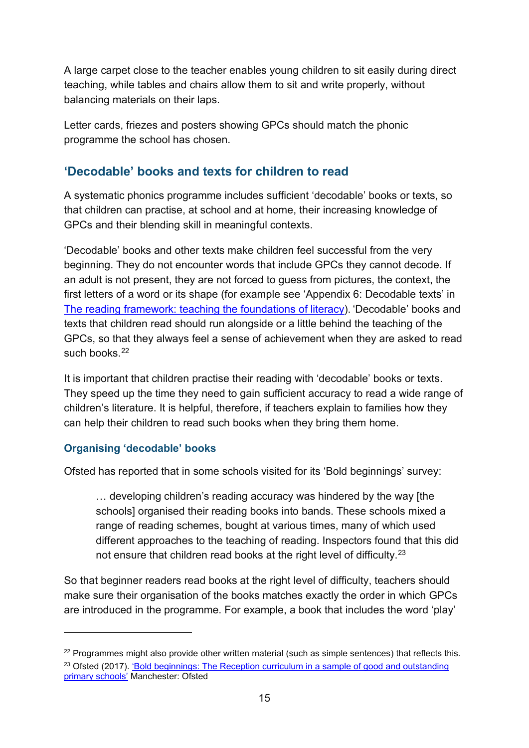A large carpet close to the teacher enables young children to sit easily during direct teaching, while tables and chairs allow them to sit and write properly, without balancing materials on their laps.

Letter cards, friezes and posters showing GPCs should match the phonic programme the school has chosen.

## 'Decodable' books and texts for children to read

A systematic phonics programme includes sufficient 'decodable' books or texts, so that children can practise, at school and at home, their increasing knowledge of GPCs and their blending skill in meaningful contexts.

'Decodable' books and other texts make children feel successful from the very beginning. They do not encounter words that include GPCs they cannot decode. If an adult is not present, they are not forced to guess from pictures, the context, the first letters of a word or its shape (for example see 'Appendix 6: Decodable texts' in [The reading framework: teaching the foundations of literacy](The reading framework: teaching the foundations of literacy)). 'Decodable' books and texts that children read should run alongside or a little behind the teaching of the GPCs, so that they always feel a sense of achievement when they are asked to read such books.[22]

It is important that children practise their reading with 'decodable' books or texts. They speed up the time they need to gain sufficient accuracy to read a wide range of children's literature. It is helpful, therefore, if teachers explain to families how they can help their children to read such books when they bring them home.

### Organising 'decodable' books

Ofsted has reported that in some schools visited for its 'Bold beginnings' survey:

> … developing children's reading accuracy was hindered by the way [the schools] organised their reading books into bands. These schools mixed a range of reading schemes, bought at various times, many of which used different approaches to the teaching of reading. Inspectors found that this did not ensure that children read books at the right level of difficulty.[23]

So that beginner readers read books at the right level of difficulty, teachers should make sure their organisation of the books matches exactly the order in which GPCs are introduced in the programme. For example, a book that includes the word 'play'

---

[22] Programmes might also provide other written material (such as simple sentences) that reflects this.

[23] Ofsted (2017). 'Bold beginnings: The Reception curriculum in a sample of good and outstanding primary schools' Manchester: Ofsted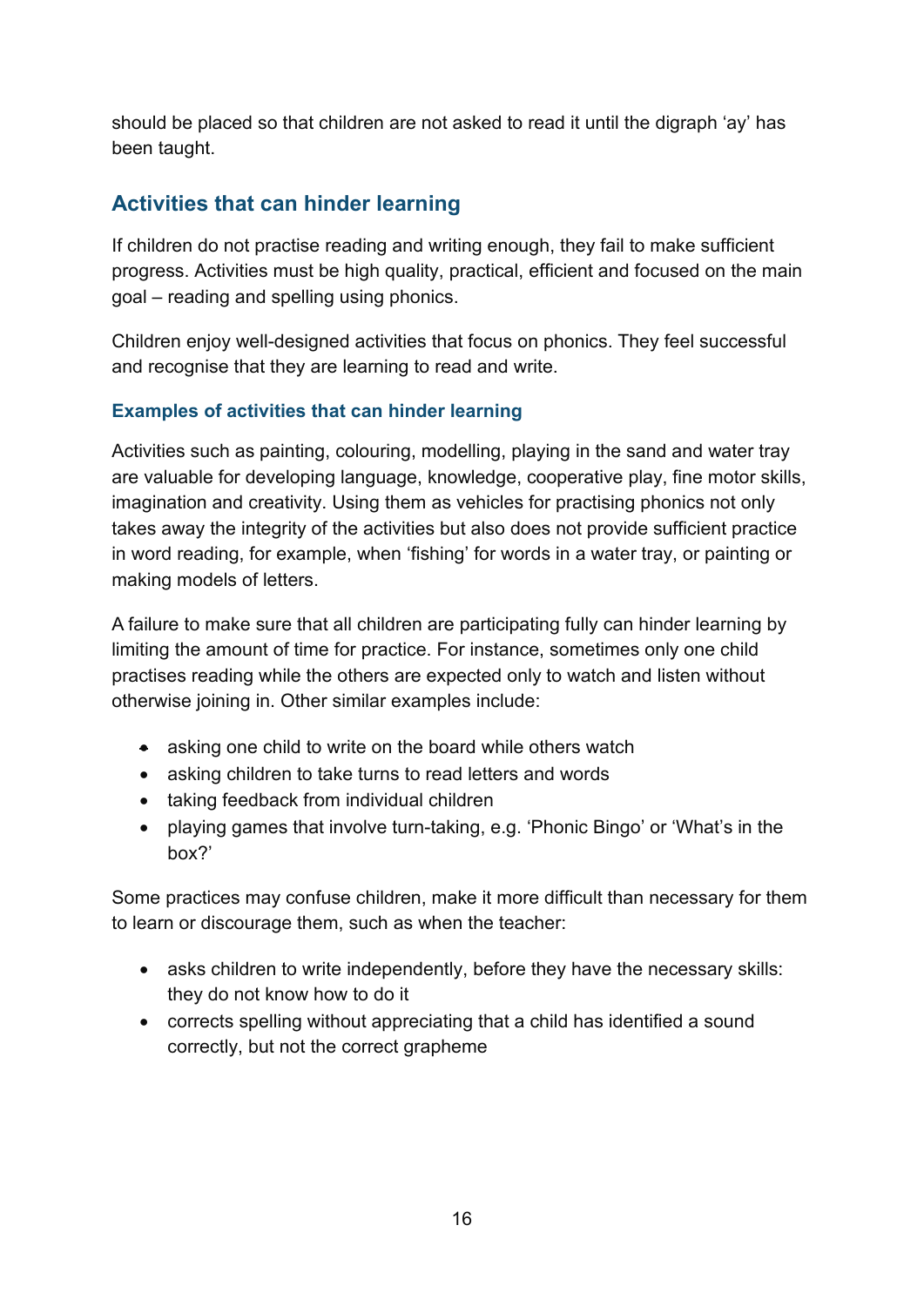should be placed so that children are not asked to read it until the digraph 'ay' has been taught.

## Activities that can hinder learning

If children do not practise reading and writing enough, they fail to make sufficient progress. Activities must be high quality, practical, efficient and focused on the main goal – reading and spelling using phonics.

Children enjoy well-designed activities that focus on phonics. They feel successful and recognise that they are learning to read and write.

### Examples of activities that can hinder learning

Activities such as painting, colouring, modelling, playing in the sand and water tray are valuable for developing language, knowledge, cooperative play, fine motor skills, imagination and creativity. Using them as vehicles for practising phonics not only takes away the integrity of the activities but also does not provide sufficient practice in word reading, for example, when 'fishing' for words in a water tray, or painting or making models of letters.

A failure to make sure that all children are participating fully can hinder learning by limiting the amount of time for practice. For instance, sometimes only one child practises reading while the others are expected only to watch and listen without otherwise joining in. Other similar examples include:

- asking one child to write on the board while others watch
- asking children to take turns to read letters and words
- taking feedback from individual children
- playing games that involve turn-taking, e.g. 'Phonic Bingo' or 'What's in the box?'

Some practices may confuse children, make it more difficult than necessary for them to learn or discourage them, such as when the teacher:

- asks children to write independently, before they have the necessary skills: they do not know how to do it
- corrects spelling without appreciating that a child has identified a sound correctly, but not the correct grapheme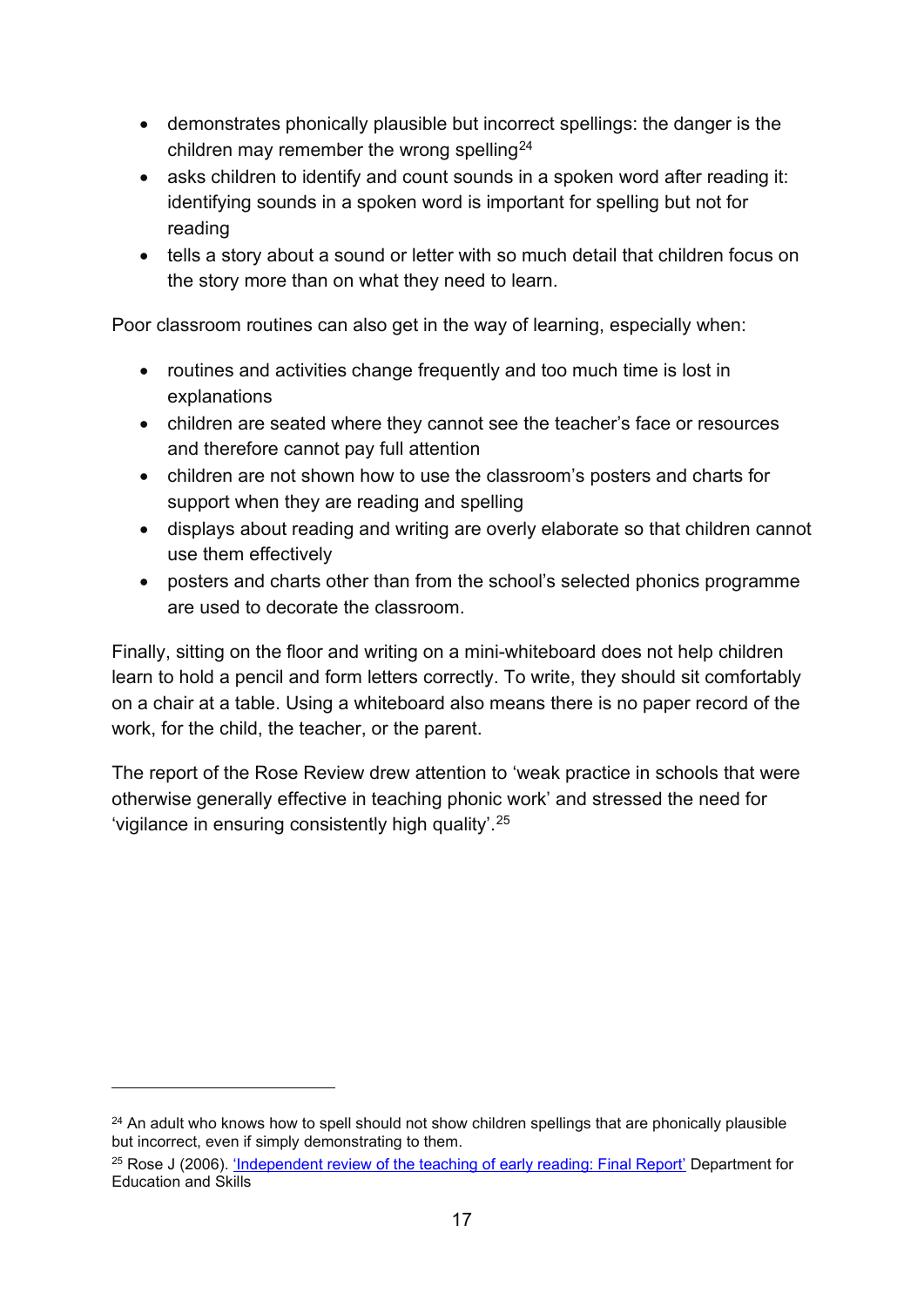- demonstrates phonically plausible but incorrect spellings: the danger is the children may remember the wrong spelling[24]
- asks children to identify and count sounds in a spoken word after reading it: identifying sounds in a spoken word is important for spelling but not for reading
- tells a story about a sound or letter with so much detail that children focus on the story more than on what they need to learn.

Poor classroom routines can also get in the way of learning, especially when:

- routines and activities change frequently and too much time is lost in explanations
- children are seated where they cannot see the teacher's face or resources and therefore cannot pay full attention
- children are not shown how to use the classroom's posters and charts for support when they are reading and spelling
- displays about reading and writing are overly elaborate so that children cannot use them effectively
- posters and charts other than from the school's selected phonics programme are used to decorate the classroom.

Finally, sitting on the floor and writing on a mini-whiteboard does not help children learn to hold a pencil and form letters correctly. To write, they should sit comfortably on a chair at a table. Using a whiteboard also means there is no paper record of the work, for the child, the teacher, or the parent.

The report of the Rose Review drew attention to 'weak practice in schools that were otherwise generally effective in teaching phonic work' and stressed the need for 'vigilance in ensuring consistently high quality'.[25]

---

[24] An adult who knows how to spell should not show children spellings that are phonically plausible but incorrect, even if simply demonstrating to them.

[25] Rose J (2006). 'Independent review of the teaching of early reading: Final Report' Department for Education and Skills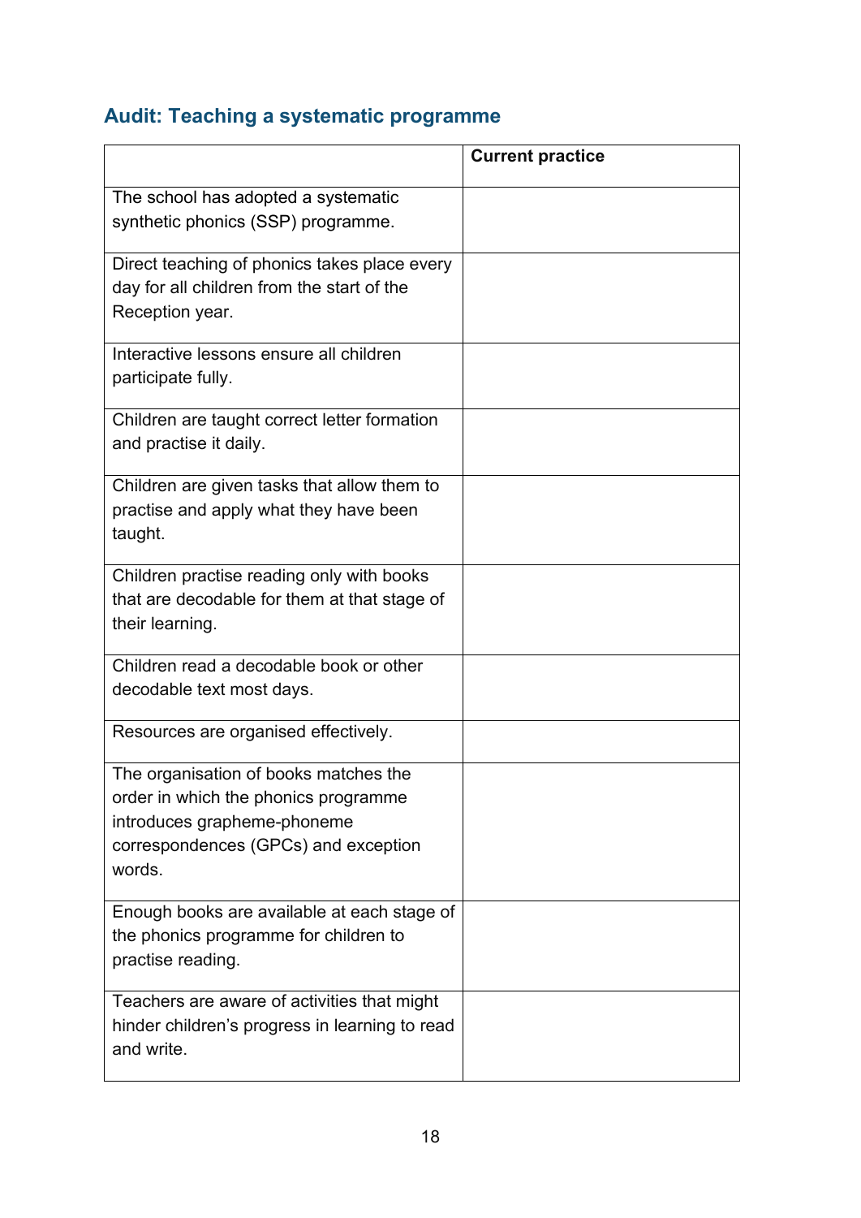## Audit: Teaching a systematic programme

| | Current practice |
|---|---|
| The school has adopted a systematic synthetic phonics (SSP) programme. | |
| Direct teaching of phonics takes place every day for all children from the start of the Reception year. | |
| Interactive lessons ensure all children participate fully. | |
| Children are taught correct letter formation and practise it daily. | |
| Children are given tasks that allow them to practise and apply what they have been taught. | |
| Children practise reading only with books that are decodable for them at that stage of their learning. | |
| Children read a decodable book or other decodable text most days. | |
| Resources are organised effectively. | |
| The organisation of books matches the order in which the phonics programme introduces grapheme-phoneme correspondences (GPCs) and exception words. | |
| Enough books are available at each stage of the phonics programme for children to practise reading. | |
| Teachers are aware of activities that might hinder children's progress in learning to read and write. | |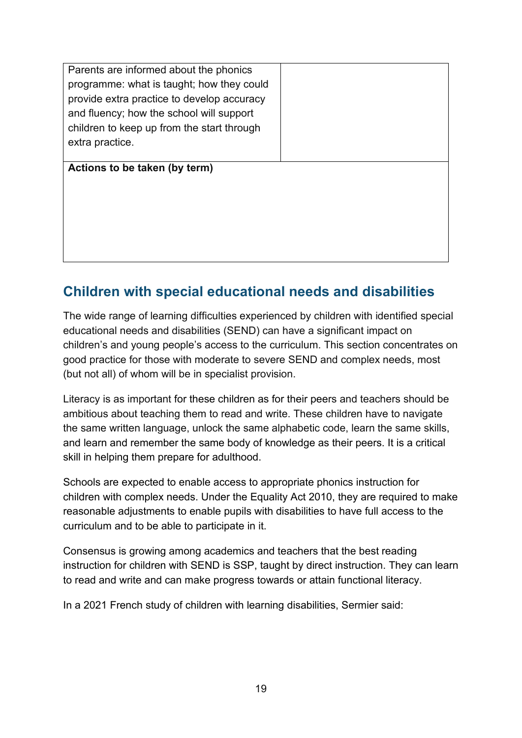| Parents are informed about the phonics programme: what is taught; how they could provide extra practice to develop accuracy and fluency; how the school will support children to keep up from the start through extra practice. | |
| --- | --- |
| **Actions to be taken (by term)** | |

## Children with special educational needs and disabilities

The wide range of learning difficulties experienced by children with identified special educational needs and disabilities (SEND) can have a significant impact on children's and young people's access to the curriculum. This section concentrates on good practice for those with moderate to severe SEND and complex needs, most (but not all) of whom will be in specialist provision.

Literacy is as important for these children as for their peers and teachers should be ambitious about teaching them to read and write. These children have to navigate the same written language, unlock the same alphabetic code, learn the same skills, and learn and remember the same body of knowledge as their peers. It is a critical skill in helping them prepare for adulthood.

Schools are expected to enable access to appropriate phonics instruction for children with complex needs. Under the Equality Act 2010, they are required to make reasonable adjustments to enable pupils with disabilities to have full access to the curriculum and to be able to participate in it.

Consensus is growing among academics and teachers that the best reading instruction for children with SEND is SSP, taught by direct instruction. They can learn to read and write and can make progress towards or attain functional literacy.

In a 2021 French study of children with learning disabilities, Sermier said: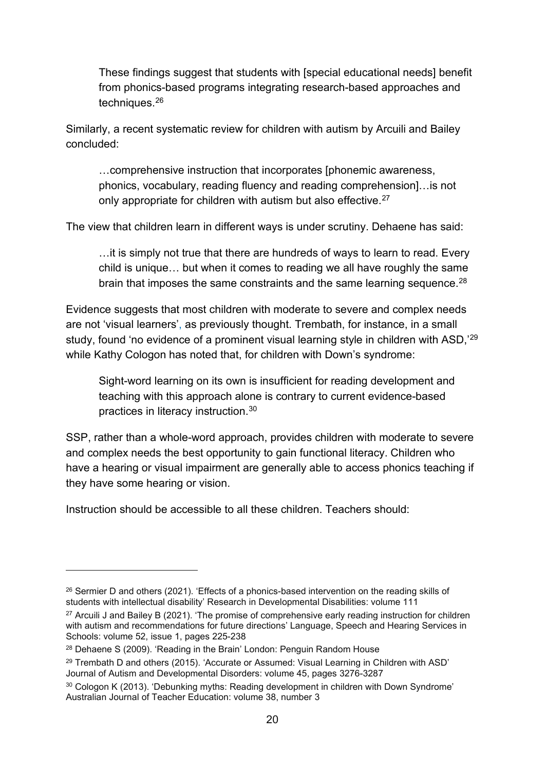> These findings suggest that students with [special educational needs] benefit from phonics-based programs integrating research-based approaches and techniques.[26]

Similarly, a recent systematic review for children with autism by Arcuili and Bailey concluded:

> …comprehensive instruction that incorporates [phonemic awareness, phonics, vocabulary, reading fluency and reading comprehension]…is not only appropriate for children with autism but also effective.[27]

The view that children learn in different ways is under scrutiny. Dehaene has said:

> …it is simply not true that there are hundreds of ways to learn to read. Every child is unique… but when it comes to reading we all have roughly the same brain that imposes the same constraints and the same learning sequence.[28]

Evidence suggests that most children with moderate to severe and complex needs are not 'visual learners', as previously thought. Trembath, for instance, in a small study, found 'no evidence of a prominent visual learning style in children with ASD,'[29] while Kathy Cologon has noted that, for children with Down's syndrome:

> Sight-word learning on its own is insufficient for reading development and teaching with this approach alone is contrary to current evidence-based practices in literacy instruction.[30]

SSP, rather than a whole-word approach, provides children with moderate to severe and complex needs the best opportunity to gain functional literacy. Children who have a hearing or visual impairment are generally able to access phonics teaching if they have some hearing or vision.

Instruction should be accessible to all these children. Teachers should:

---

[26] Sermier D and others (2021). 'Effects of a phonics-based intervention on the reading skills of students with intellectual disability' Research in Developmental Disabilities: volume 111

[27] Arcuili J and Bailey B (2021). 'The promise of comprehensive early reading instruction for children with autism and recommendations for future directions' Language, Speech and Hearing Services in Schools: volume 52, issue 1, pages 225-238

[28] Dehaene S (2009). 'Reading in the Brain' London: Penguin Random House

[29] Trembath D and others (2015). 'Accurate or Assumed: Visual Learning in Children with ASD' Journal of Autism and Developmental Disorders: volume 45, pages 3276-3287

[30] Cologon K (2013). 'Debunking myths: Reading development in children with Down Syndrome' Australian Journal of Teacher Education: volume 38, number 3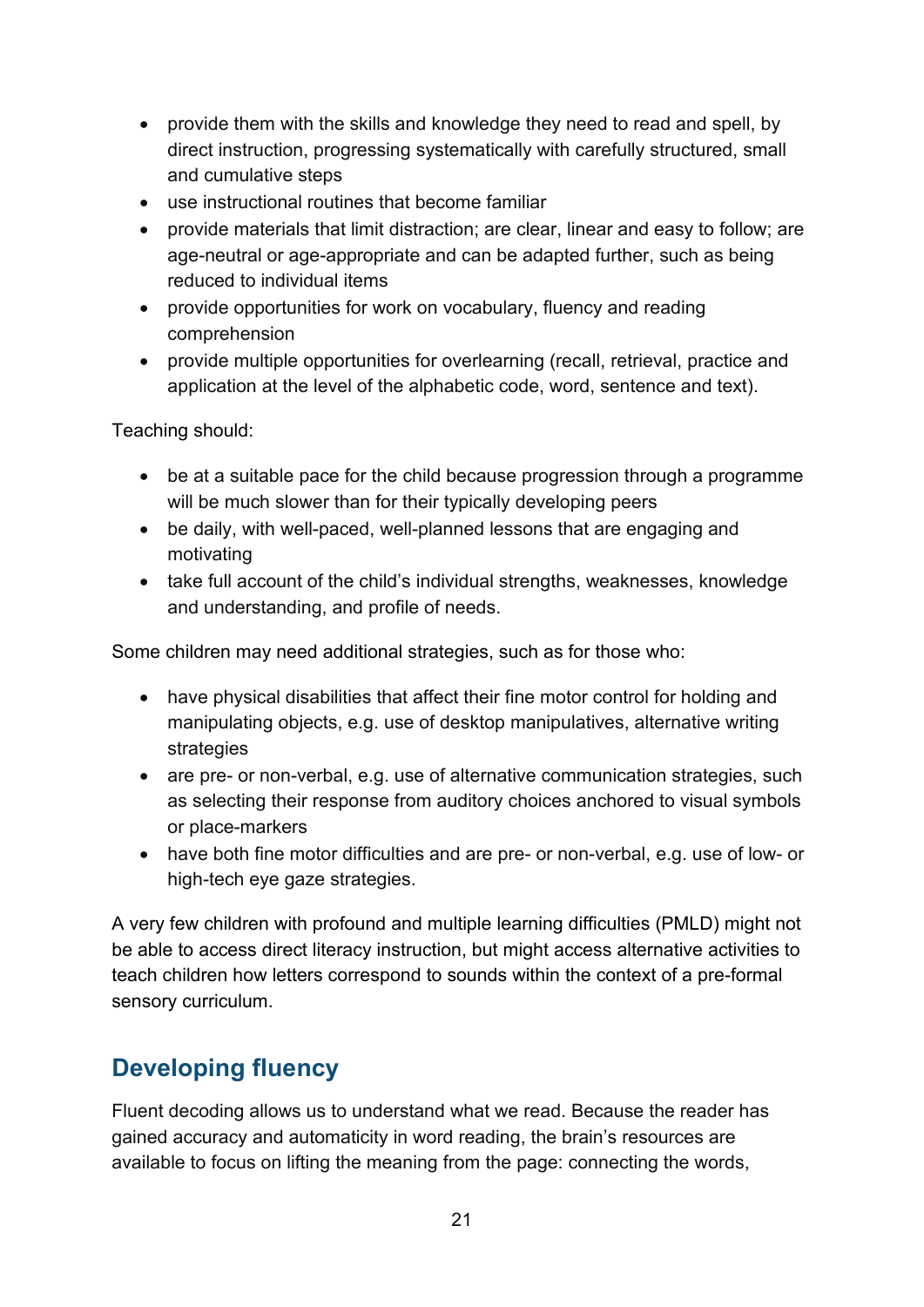- provide them with the skills and knowledge they need to read and spell, by direct instruction, progressing systematically with carefully structured, small and cumulative steps
- use instructional routines that become familiar
- provide materials that limit distraction; are clear, linear and easy to follow; are age-neutral or age-appropriate and can be adapted further, such as being reduced to individual items
- provide opportunities for work on vocabulary, fluency and reading comprehension
- provide multiple opportunities for overlearning (recall, retrieval, practice and application at the level of the alphabetic code, word, sentence and text).

Teaching should:

- be at a suitable pace for the child because progression through a programme will be much slower than for their typically developing peers
- be daily, with well-paced, well-planned lessons that are engaging and motivating
- take full account of the child's individual strengths, weaknesses, knowledge and understanding, and profile of needs.

Some children may need additional strategies, such as for those who:

- have physical disabilities that affect their fine motor control for holding and manipulating objects, e.g. use of desktop manipulatives, alternative writing strategies
- are pre- or non-verbal, e.g. use of alternative communication strategies, such as selecting their response from auditory choices anchored to visual symbols or place-markers
- have both fine motor difficulties and are pre- or non-verbal, e.g. use of low- or high-tech eye gaze strategies.

A very few children with profound and multiple learning difficulties (PMLD) might not be able to access direct literacy instruction, but might access alternative activities to teach children how letters correspond to sounds within the context of a pre-formal sensory curriculum.

## Developing fluency

Fluent decoding allows us to understand what we read. Because the reader has gained accuracy and automaticity in word reading, the brain's resources are available to focus on lifting the meaning from the page: connecting the words,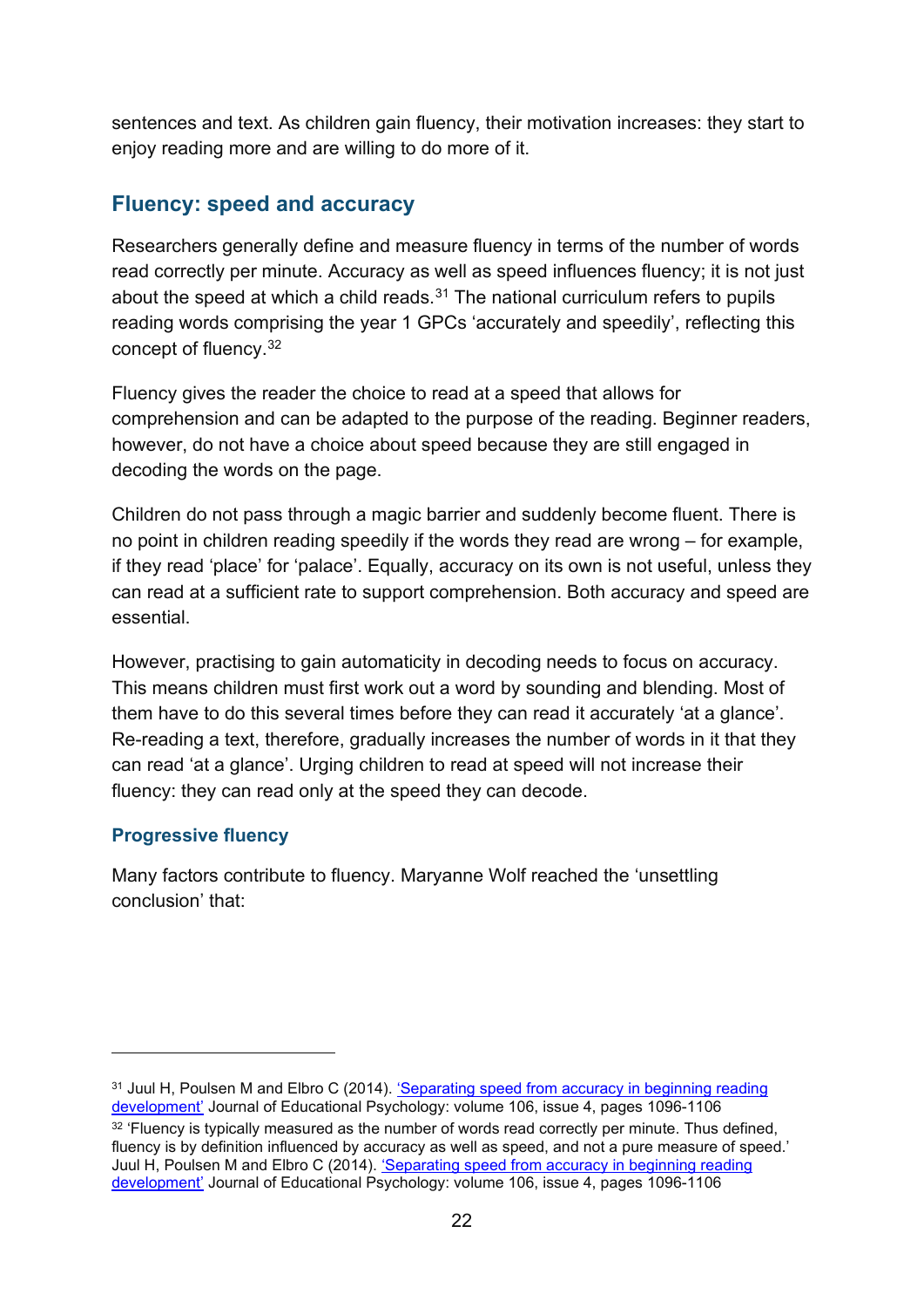sentences and text. As children gain fluency, their motivation increases: they start to enjoy reading more and are willing to do more of it.

## Fluency: speed and accuracy

Researchers generally define and measure fluency in terms of the number of words read correctly per minute. Accuracy as well as speed influences fluency; it is not just about the speed at which a child reads.[31] The national curriculum refers to pupils reading words comprising the year 1 GPCs 'accurately and speedily', reflecting this concept of fluency.[32]

Fluency gives the reader the choice to read at a speed that allows for comprehension and can be adapted to the purpose of the reading. Beginner readers, however, do not have a choice about speed because they are still engaged in decoding the words on the page.

Children do not pass through a magic barrier and suddenly become fluent. There is no point in children reading speedily if the words they read are wrong – for example, if they read 'place' for 'palace'. Equally, accuracy on its own is not useful, unless they can read at a sufficient rate to support comprehension. Both accuracy and speed are essential.

However, practising to gain automaticity in decoding needs to focus on accuracy. This means children must first work out a word by sounding and blending. Most of them have to do this several times before they can read it accurately 'at a glance'. Re-reading a text, therefore, gradually increases the number of words in it that they can read 'at a glance'. Urging children to read at speed will not increase their fluency: they can read only at the speed they can decode.

### Progressive fluency

Many factors contribute to fluency. Maryanne Wolf reached the 'unsettling conclusion' that:

---

[31] Juul H, Poulsen M and Elbro C (2014). 'Separating speed from accuracy in beginning reading development' Journal of Educational Psychology: volume 106, issue 4, pages 1096-1106

[32] 'Fluency is typically measured as the number of words read correctly per minute. Thus defined, fluency is by definition influenced by accuracy as well as speed, and not a pure measure of speed.' Juul H, Poulsen M and Elbro C (2014). 'Separating speed from accuracy in beginning reading development' Journal of Educational Psychology: volume 106, issue 4, pages 1096-1106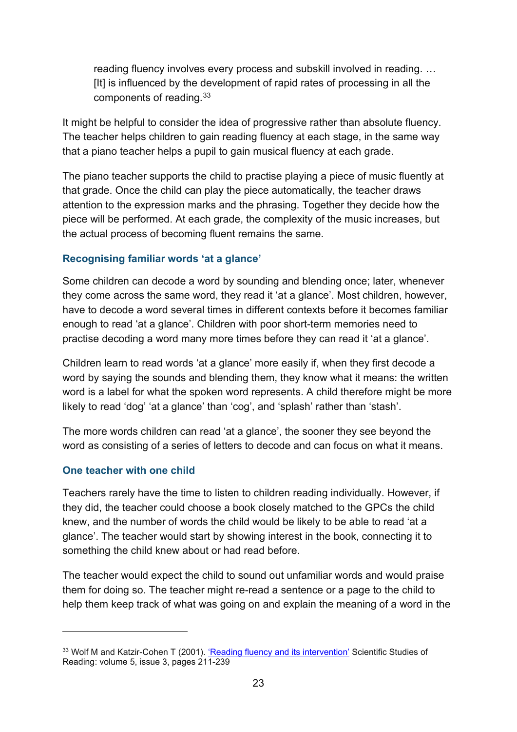> reading fluency involves every process and subskill involved in reading. … [It] is influenced by the development of rapid rates of processing in all the components of reading.[33]

It might be helpful to consider the idea of progressive rather than absolute fluency. The teacher helps children to gain reading fluency at each stage, in the same way that a piano teacher helps a pupil to gain musical fluency at each grade.

The piano teacher supports the child to practise playing a piece of music fluently at that grade. Once the child can play the piece automatically, the teacher draws attention to the expression marks and the phrasing. Together they decide how the piece will be performed. At each grade, the complexity of the music increases, but the actual process of becoming fluent remains the same.

### Recognising familiar words 'at a glance'

Some children can decode a word by sounding and blending once; later, whenever they come across the same word, they read it 'at a glance'. Most children, however, have to decode a word several times in different contexts before it becomes familiar enough to read 'at a glance'. Children with poor short-term memories need to practise decoding a word many more times before they can read it 'at a glance'.

Children learn to read words 'at a glance' more easily if, when they first decode a word by saying the sounds and blending them, they know what it means: the written word is a label for what the spoken word represents. A child therefore might be more likely to read 'dog' 'at a glance' than 'cog', and 'splash' rather than 'stash'.

The more words children can read 'at a glance', the sooner they see beyond the word as consisting of a series of letters to decode and can focus on what it means.

### One teacher with one child

Teachers rarely have the time to listen to children reading individually. However, if they did, the teacher could choose a book closely matched to the GPCs the child knew, and the number of words the child would be likely to be able to read 'at a glance'. The teacher would start by showing interest in the book, connecting it to something the child knew about or had read before.

The teacher would expect the child to sound out unfamiliar words and would praise them for doing so. The teacher might re-read a sentence or a page to the child to help them keep track of what was going on and explain the meaning of a word in the

---

[33] Wolf M and Katzir-Cohen T (2001). 'Reading fluency and its intervention' Scientific Studies of Reading: volume 5, issue 3, pages 211-239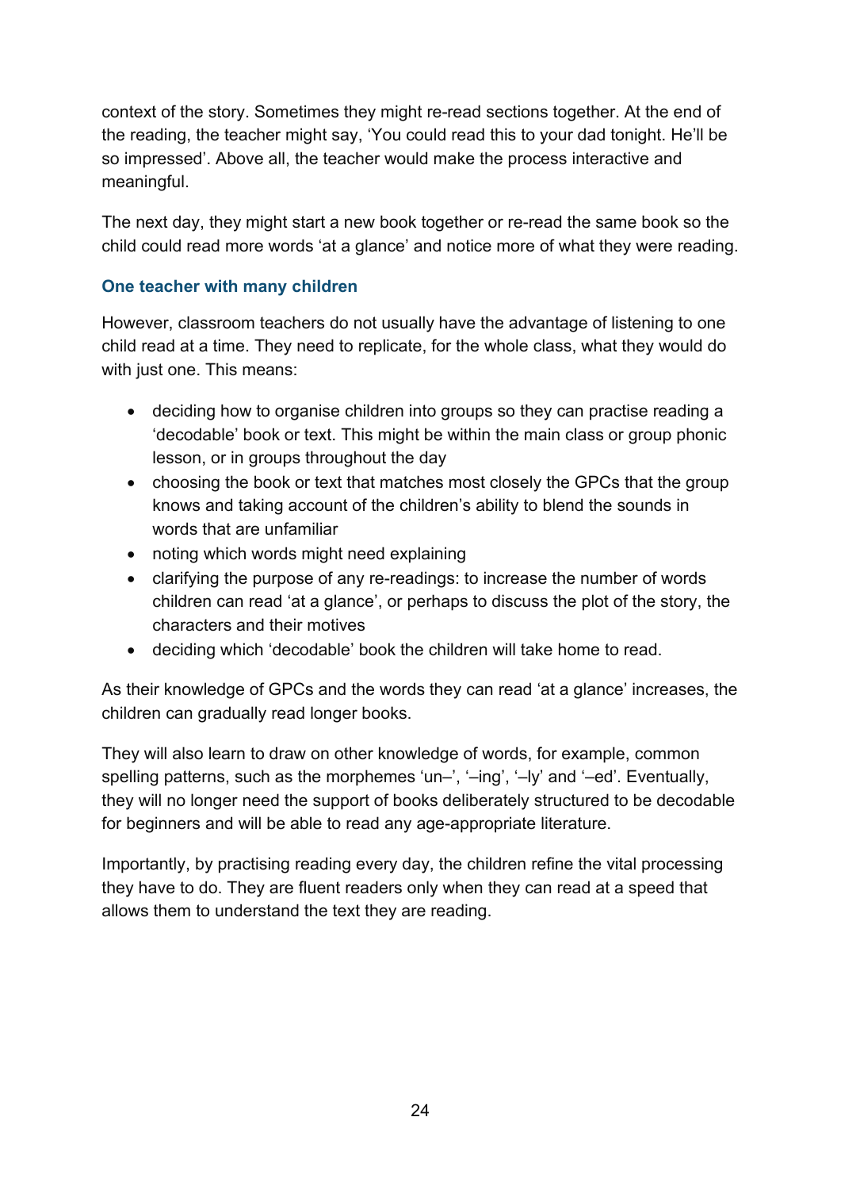context of the story. Sometimes they might re-read sections together. At the end of the reading, the teacher might say, 'You could read this to your dad tonight. He'll be so impressed'. Above all, the teacher would make the process interactive and meaningful.

The next day, they might start a new book together or re-read the same book so the child could read more words 'at a glance' and notice more of what they were reading.

### One teacher with many children

However, classroom teachers do not usually have the advantage of listening to one child read at a time. They need to replicate, for the whole class, what they would do with just one. This means:

- deciding how to organise children into groups so they can practise reading a 'decodable' book or text. This might be within the main class or group phonic lesson, or in groups throughout the day
- choosing the book or text that matches most closely the GPCs that the group knows and taking account of the children's ability to blend the sounds in words that are unfamiliar
- noting which words might need explaining
- clarifying the purpose of any re-readings: to increase the number of words children can read 'at a glance', or perhaps to discuss the plot of the story, the characters and their motives
- deciding which 'decodable' book the children will take home to read.

As their knowledge of GPCs and the words they can read 'at a glance' increases, the children can gradually read longer books.

They will also learn to draw on other knowledge of words, for example, common spelling patterns, such as the morphemes 'un–', '–ing', '–ly' and '–ed'. Eventually, they will no longer need the support of books deliberately structured to be decodable for beginners and will be able to read any age-appropriate literature.

Importantly, by practising reading every day, the children refine the vital processing they have to do. They are fluent readers only when they can read at a speed that allows them to understand the text they are reading.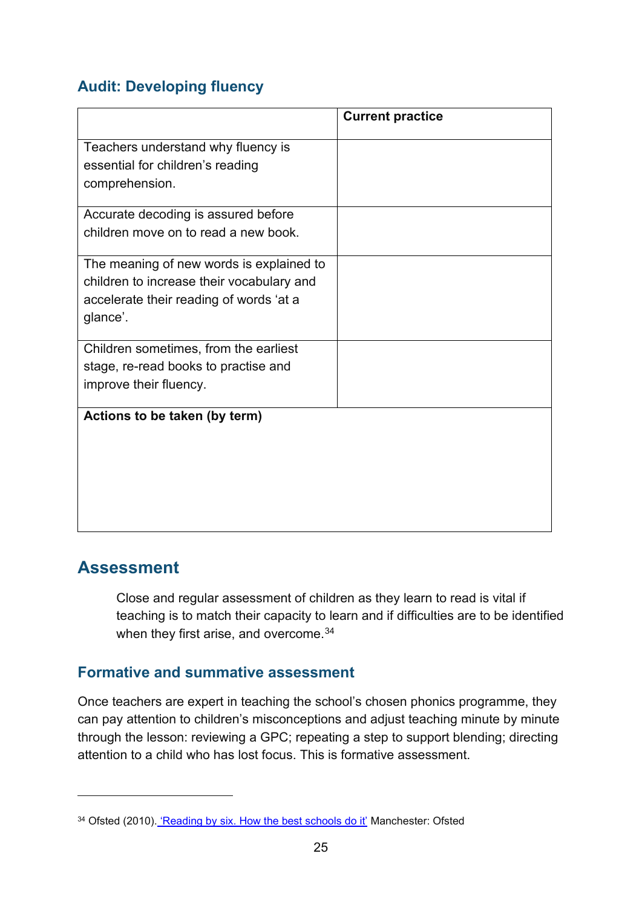### Audit: Developing fluency

| | Current practice |
|---|---|
| Teachers understand why fluency is essential for children's reading comprehension. | |
| Accurate decoding is assured before children move on to read a new book. | |
| The meaning of new words is explained to children to increase their vocabulary and accelerate their reading of words 'at a glance'. | |
| Children sometimes, from the earliest stage, re-read books to practise and improve their fluency. | |
| **Actions to be taken (by term)** | |

## Assessment

> Close and regular assessment of children as they learn to read is vital if teaching is to match their capacity to learn and if difficulties are to be identified when they first arise, and overcome.[34]

### Formative and summative assessment

Once teachers are expert in teaching the school's chosen phonics programme, they can pay attention to children's misconceptions and adjust teaching minute by minute through the lesson: reviewing a GPC; repeating a step to support blending; directing attention to a child who has lost focus. This is formative assessment.

---

[34] Ofsted (2010). 'Reading by six. How the best schools do it' Manchester: Ofsted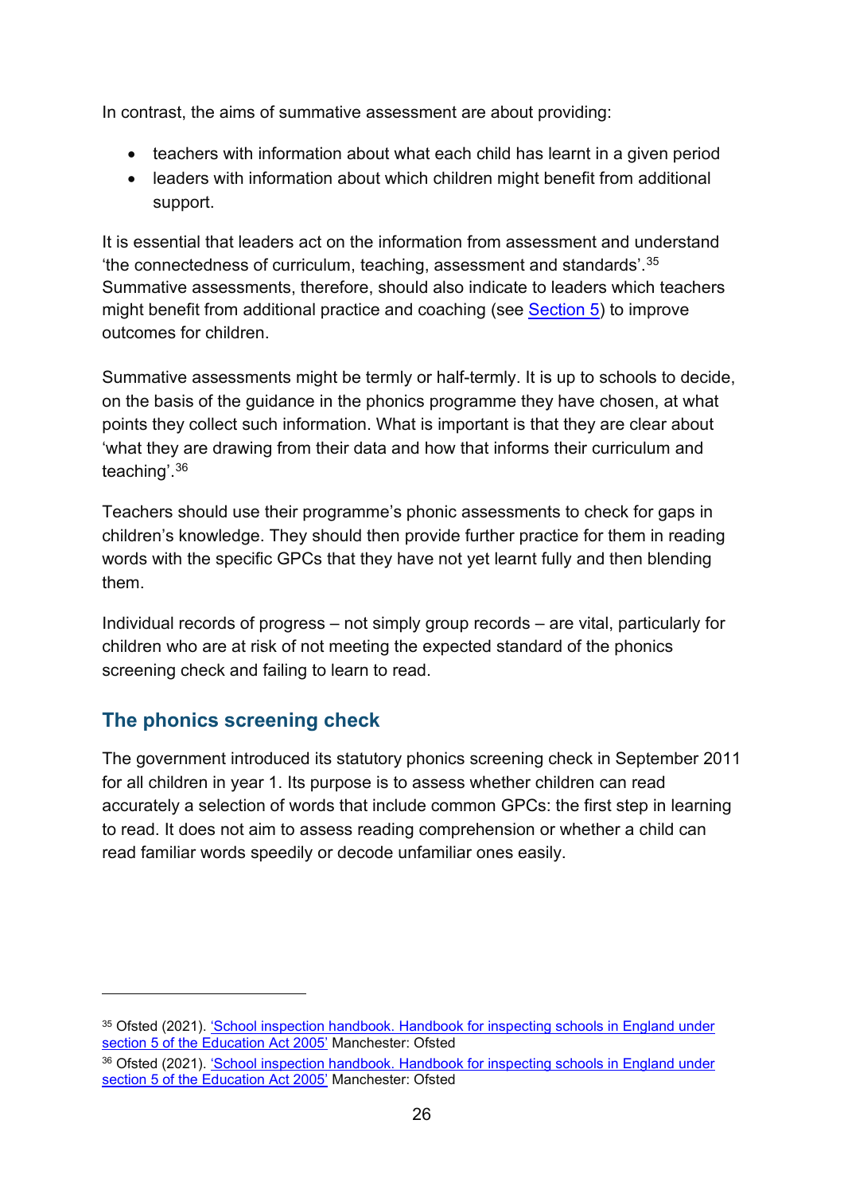In contrast, the aims of summative assessment are about providing:

- teachers with information about what each child has learnt in a given period
- leaders with information about which children might benefit from additional support.

It is essential that leaders act on the information from assessment and understand 'the connectedness of curriculum, teaching, assessment and standards'.[35] Summative assessments, therefore, should also indicate to leaders which teachers might benefit from additional practice and coaching (see Section 5) to improve outcomes for children.

Summative assessments might be termly or half-termly. It is up to schools to decide, on the basis of the guidance in the phonics programme they have chosen, at what points they collect such information. What is important is that they are clear about 'what they are drawing from their data and how that informs their curriculum and teaching'.[36]

Teachers should use their programme's phonic assessments to check for gaps in children's knowledge. They should then provide further practice for them in reading words with the specific GPCs that they have not yet learnt fully and then blending them.

Individual records of progress – not simply group records – are vital, particularly for children who are at risk of not meeting the expected standard of the phonics screening check and failing to learn to read.

## The phonics screening check

The government introduced its statutory phonics screening check in September 2011 for all children in year 1. Its purpose is to assess whether children can read accurately a selection of words that include common GPCs: the first step in learning to read. It does not aim to assess reading comprehension or whether a child can read familiar words speedily or decode unfamiliar ones easily.

---

[35] Ofsted (2021). 'School inspection handbook. Handbook for inspecting schools in England under section 5 of the Education Act 2005' Manchester: Ofsted

[36] Ofsted (2021). 'School inspection handbook. Handbook for inspecting schools in England under section 5 of the Education Act 2005' Manchester: Ofsted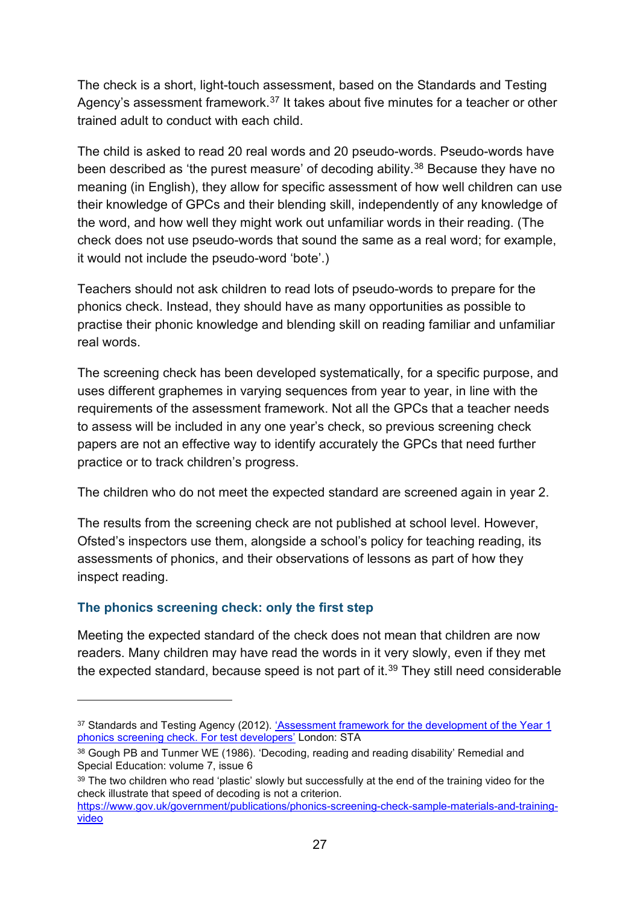The check is a short, light-touch assessment, based on the Standards and Testing Agency's assessment framework.[37] It takes about five minutes for a teacher or other trained adult to conduct with each child.

The child is asked to read 20 real words and 20 pseudo-words. Pseudo-words have been described as 'the purest measure' of decoding ability.[38] Because they have no meaning (in English), they allow for specific assessment of how well children can use their knowledge of GPCs and their blending skill, independently of any knowledge of the word, and how well they might work out unfamiliar words in their reading. (The check does not use pseudo-words that sound the same as a real word; for example, it would not include the pseudo-word 'bote'.)

Teachers should not ask children to read lots of pseudo-words to prepare for the phonics check. Instead, they should have as many opportunities as possible to practise their phonic knowledge and blending skill on reading familiar and unfamiliar real words.

The screening check has been developed systematically, for a specific purpose, and uses different graphemes in varying sequences from year to year, in line with the requirements of the assessment framework. Not all the GPCs that a teacher needs to assess will be included in any one year's check, so previous screening check papers are not an effective way to identify accurately the GPCs that need further practice or to track children's progress.

The children who do not meet the expected standard are screened again in year 2.

The results from the screening check are not published at school level. However, Ofsted's inspectors use them, alongside a school's policy for teaching reading, its assessments of phonics, and their observations of lessons as part of how they inspect reading.

### The phonics screening check: only the first step

Meeting the expected standard of the check does not mean that children are now readers. Many children may have read the words in it very slowly, even if they met the expected standard, because speed is not part of it.[39] They still need considerable

---

[37] Standards and Testing Agency (2012). ['Assessment framework for the development of the Year 1 phonics screening check. For test developers'](#) London: STA

[38] Gough PB and Tunmer WE (1986). 'Decoding, reading and reading disability' Remedial and Special Education: volume 7, issue 6

[39] The two children who read 'plastic' slowly but successfully at the end of the training video for the check illustrate that speed of decoding is not a criterion. [https://www.gov.uk/government/publications/phonics-screening-check-sample-materials-and-training-video](https://www.gov.uk/government/publications/phonics-screening-check-sample-materials-and-training-video)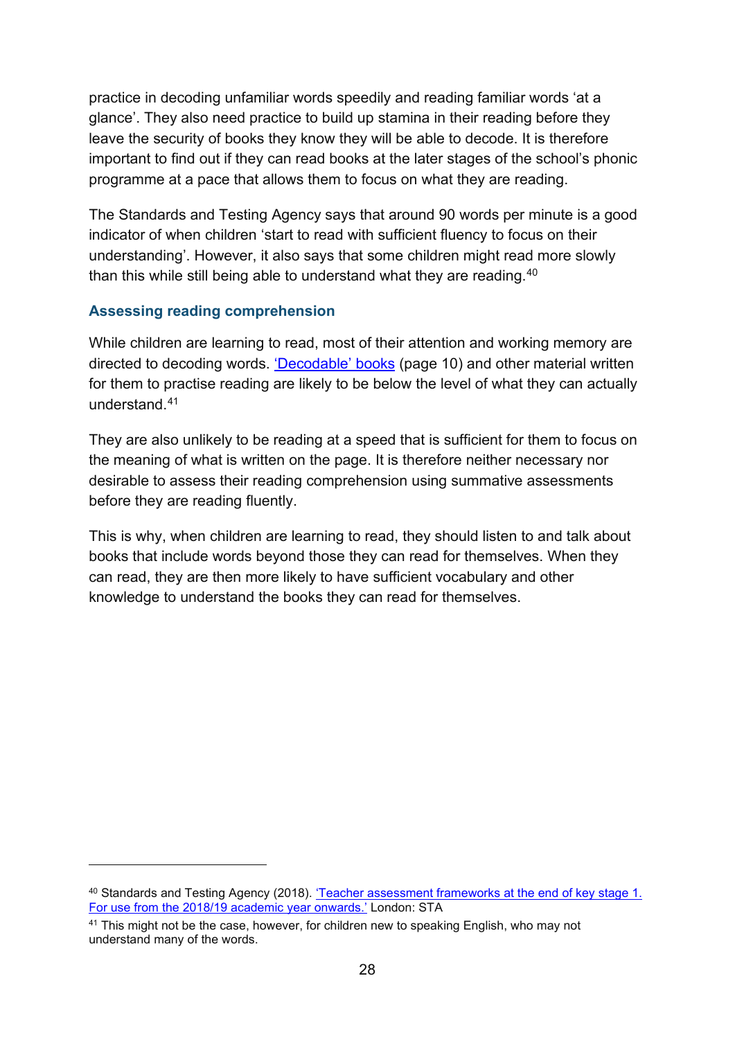practice in decoding unfamiliar words speedily and reading familiar words 'at a glance'. They also need practice to build up stamina in their reading before they leave the security of books they know they will be able to decode. It is therefore important to find out if they can read books at the later stages of the school's phonic programme at a pace that allows them to focus on what they are reading.

The Standards and Testing Agency says that around 90 words per minute is a good indicator of when children 'start to read with sufficient fluency to focus on their understanding'. However, it also says that some children might read more slowly than this while still being able to understand what they are reading.[40]

### Assessing reading comprehension

While children are learning to read, most of their attention and working memory are directed to decoding words. ['Decodable' books]() (page 10) and other material written for them to practise reading are likely to be below the level of what they can actually understand.[41]

They are also unlikely to be reading at a speed that is sufficient for them to focus on the meaning of what is written on the page. It is therefore neither necessary nor desirable to assess their reading comprehension using summative assessments before they are reading fluently.

This is why, when children are learning to read, they should listen to and talk about books that include words beyond those they can read for themselves. When they can read, they are then more likely to have sufficient vocabulary and other knowledge to understand the books they can read for themselves.

---

[40] Standards and Testing Agency (2018). ['Teacher assessment frameworks at the end of key stage 1. For use from the 2018/19 academic year onwards.']() London: STA

[41] This might not be the case, however, for children new to speaking English, who may not understand many of the words.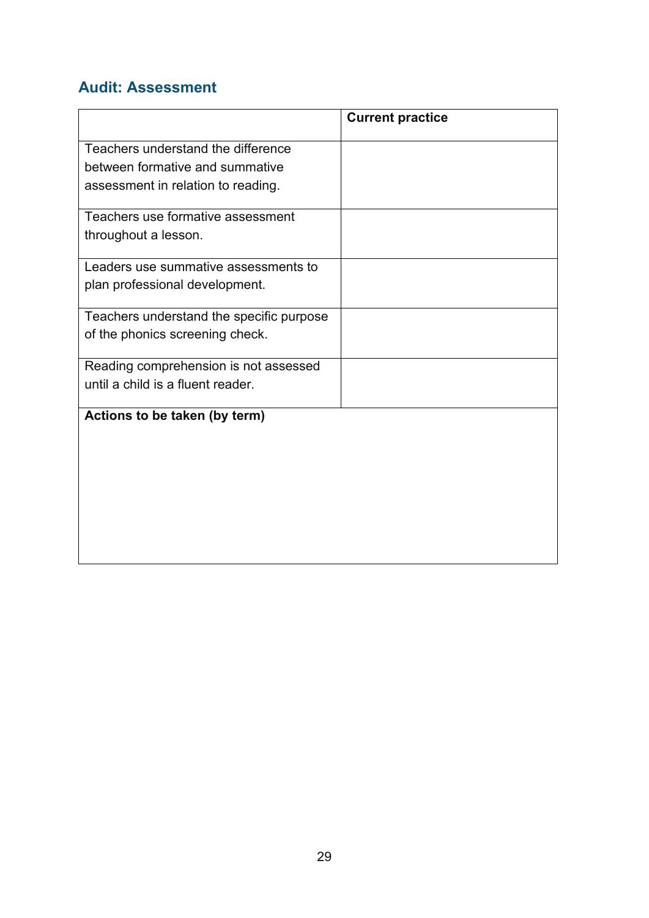## Audit: Assessment

| | Current practice |
|---|---|
| Teachers understand the difference between formative and summative assessment in relation to reading. | |
| Teachers use formative assessment throughout a lesson. | |
| Leaders use summative assessments to plan professional development. | |
| Teachers understand the specific purpose of the phonics screening check. | |
| Reading comprehension is not assessed until a child is a fluent reader. | |
| **Actions to be taken (by term)** | |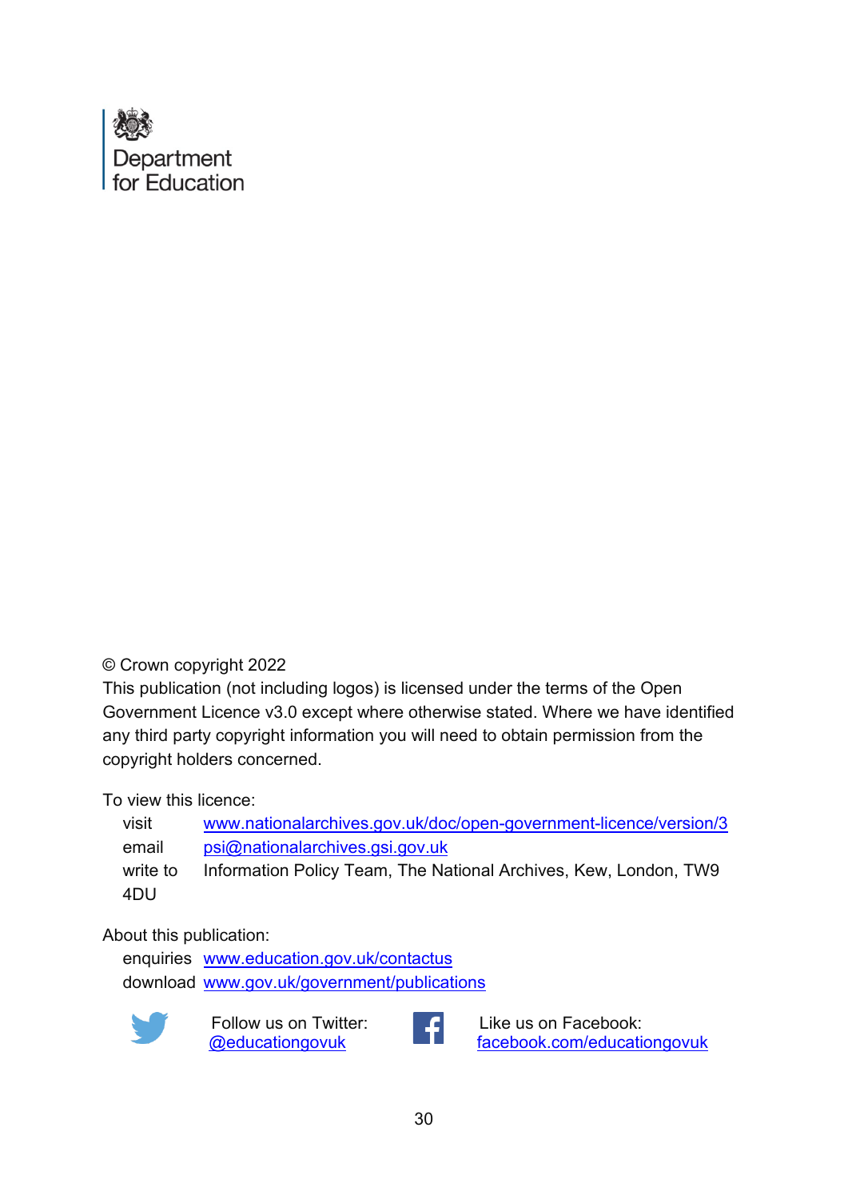Department
for Education

© Crown copyright 2022

This publication (not including logos) is licensed under the terms of the Open Government Licence v3.0 except where otherwise stated. Where we have identified any third party copyright information you will need to obtain permission from the copyright holders concerned.

To view this licence:

visit www.nationalarchives.gov.uk/doc/open-government-licence/version/3
email psi@nationalarchives.gsi.gov.uk
write to Information Policy Team, The National Archives, Kew, London, TW9 4DU

About this publication:

enquiries www.education.gov.uk/contactus
download www.gov.uk/government/publications

Follow us on Twitter: @educationgovuk

Like us on Facebook: facebook.com/educationgovuk